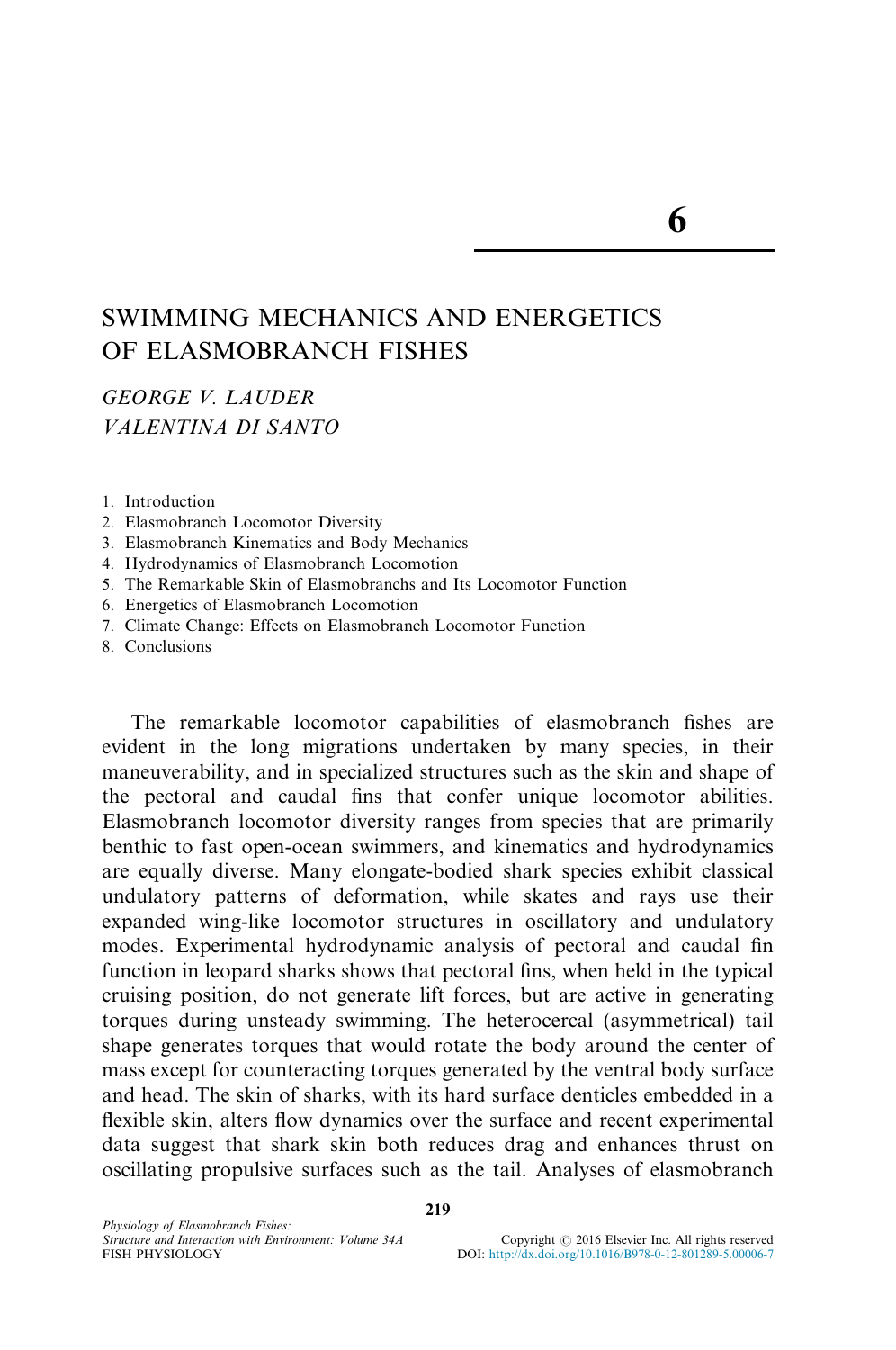# 6

# SWIMMING MECHANICS AND ENERGETICS OF ELASMOBRANCH FISHES

*GEORGE V. LAUDER*
*VALENTINA DI SANTO*

1. Introduction
2. Elasmobranch Locomotor Diversity
3. Elasmobranch Kinematics and Body Mechanics
4. Hydrodynamics of Elasmobranch Locomotion
5. The Remarkable Skin of Elasmobranchs and Its Locomotor Function
6. Energetics of Elasmobranch Locomotion
7. Climate Change: Effects on Elasmobranch Locomotor Function
8. Conclusions

The remarkable locomotor capabilities of elasmobranch fishes are evident in the long migrations undertaken by many species, in their maneuverability, and in specialized structures such as the skin and shape of the pectoral and caudal fins that confer unique locomotor abilities. Elasmobranch locomotor diversity ranges from species that are primarily benthic to fast open-ocean swimmers, and kinematics and hydrodynamics are equally diverse. Many elongate-bodied shark species exhibit classical undulatory patterns of deformation, while skates and rays use their expanded wing-like locomotor structures in oscillatory and undulatory modes. Experimental hydrodynamic analysis of pectoral and caudal fin function in leopard sharks shows that pectoral fins, when held in the typical cruising position, do not generate lift forces, but are active in generating torques during unsteady swimming. The heterocercal (asymmetrical) tail shape generates torques that would rotate the body around the center of mass except for counteracting torques generated by the ventral body surface and head. The skin of sharks, with its hard surface denticles embedded in a flexible skin, alters flow dynamics over the surface and recent experimental data suggest that shark skin both reduces drag and enhances thrust on oscillating propulsive surfaces such as the tail. Analyses of elasmobranch

*Physiology of Elasmobranch Fishes: Structure and Interaction with Environment: Volume 34A*
FISH PHYSIOLOGY

Copyright © 2016 Elsevier Inc. All rights reserved
DOI: http://dx.doi.org/10.1016/B978-0-12-801289-5.00006-7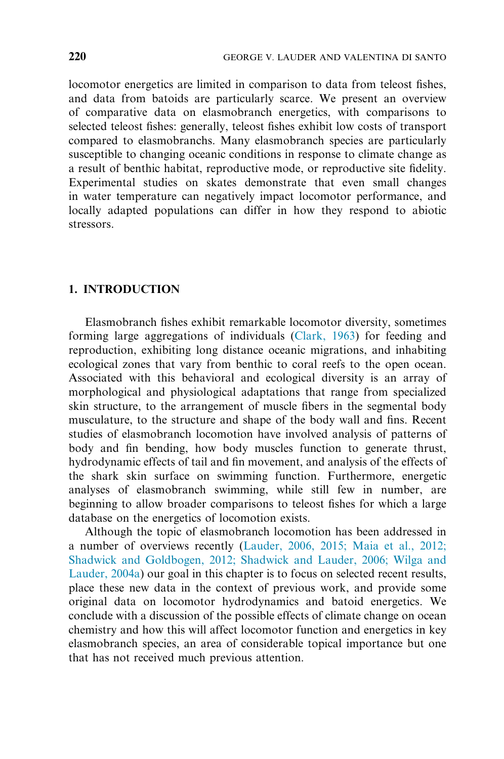locomotor energetics are limited in comparison to data from teleost fishes, and data from batoids are particularly scarce. We present an overview of comparative data on elasmobranch energetics, with comparisons to selected teleost fishes: generally, teleost fishes exhibit low costs of transport compared to elasmobranchs. Many elasmobranch species are particularly susceptible to changing oceanic conditions in response to climate change as a result of benthic habitat, reproductive mode, or reproductive site fidelity. Experimental studies on skates demonstrate that even small changes in water temperature can negatively impact locomotor performance, and locally adapted populations can differ in how they respond to abiotic stressors.

## 1. INTRODUCTION

Elasmobranch fishes exhibit remarkable locomotor diversity, sometimes forming large aggregations of individuals (Clark, 1963) for feeding and reproduction, exhibiting long distance oceanic migrations, and inhabiting ecological zones that vary from benthic to coral reefs to the open ocean. Associated with this behavioral and ecological diversity is an array of morphological and physiological adaptations that range from specialized skin structure, to the arrangement of muscle fibers in the segmental body musculature, to the structure and shape of the body wall and fins. Recent studies of elasmobranch locomotion have involved analysis of patterns of body and fin bending, how body muscles function to generate thrust, hydrodynamic effects of tail and fin movement, and analysis of the effects of the shark skin surface on swimming function. Furthermore, energetic analyses of elasmobranch swimming, while still few in number, are beginning to allow broader comparisons to teleost fishes for which a large database on the energetics of locomotion exists.

Although the topic of elasmobranch locomotion has been addressed in a number of overviews recently (Lauder, 2006, 2015; Maia et al., 2012; Shadwick and Goldbogen, 2012; Shadwick and Lauder, 2006; Wilga and Lauder, 2004a) our goal in this chapter is to focus on selected recent results, place these new data in the context of previous work, and provide some original data on locomotor hydrodynamics and batoid energetics. We conclude with a discussion of the possible effects of climate change on ocean chemistry and how this will affect locomotor function and energetics in key elasmobranch species, an area of considerable topical importance but one that has not received much previous attention.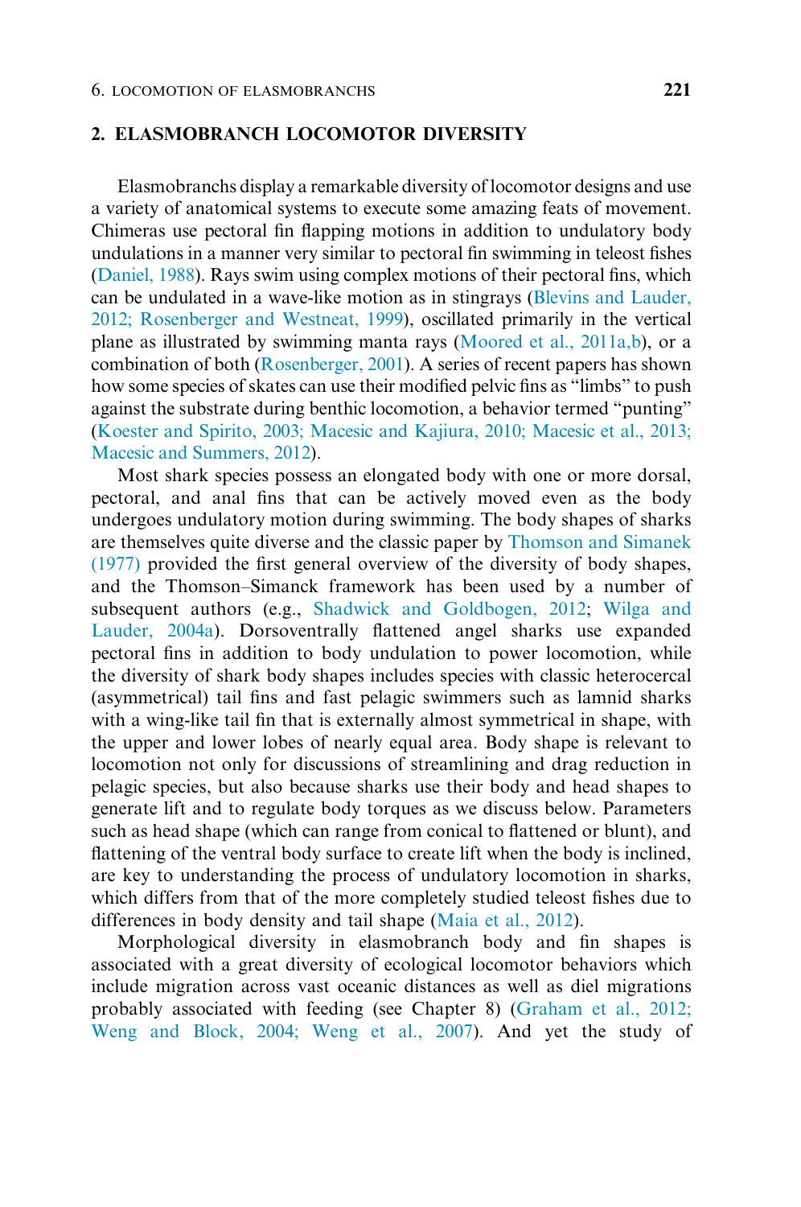## 2. ELASMOBRANCH LOCOMOTOR DIVERSITY

Elasmobranchs display a remarkable diversity of locomotor designs and use a variety of anatomical systems to execute some amazing feats of movement. Chimeras use pectoral fin flapping motions in addition to undulatory body undulations in a manner very similar to pectoral fin swimming in teleost fishes (Daniel, 1988). Rays swim using complex motions of their pectoral fins, which can be undulated in a wave-like motion as in stingrays (Blevins and Lauder, 2012; Rosenberger and Westneat, 1999), oscillated primarily in the vertical plane as illustrated by swimming manta rays (Moored et al., 2011a,b), or a combination of both (Rosenberger, 2001). A series of recent papers has shown how some species of skates can use their modified pelvic fins as "limbs" to push against the substrate during benthic locomotion, a behavior termed "punting" (Koester and Spirito, 2003; Macesic and Kajiura, 2010; Macesic et al., 2013; Macesic and Summers, 2012).

Most shark species possess an elongated body with one or more dorsal, pectoral, and anal fins that can be actively moved even as the body undergoes undulatory motion during swimming. The body shapes of sharks are themselves quite diverse and the classic paper by Thomson and Simanek (1977) provided the first general overview of the diversity of body shapes, and the Thomson–Simanck framework has been used by a number of subsequent authors (e.g., Shadwick and Goldbogen, 2012; Wilga and Lauder, 2004a). Dorsoventrally flattened angel sharks use expanded pectoral fins in addition to body undulation to power locomotion, while the diversity of shark body shapes includes species with classic heterocercal (asymmetrical) tail fins and fast pelagic swimmers such as lamnid sharks with a wing-like tail fin that is externally almost symmetrical in shape, with the upper and lower lobes of nearly equal area. Body shape is relevant to locomotion not only for discussions of streamlining and drag reduction in pelagic species, but also because sharks use their body and head shapes to generate lift and to regulate body torques as we discuss below. Parameters such as head shape (which can range from conical to flattened or blunt), and flattening of the ventral body surface to create lift when the body is inclined, are key to understanding the process of undulatory locomotion in sharks, which differs from that of the more completely studied teleost fishes due to differences in body density and tail shape (Maia et al., 2012).

Morphological diversity in elasmobranch body and fin shapes is associated with a great diversity of ecological locomotor behaviors which include migration across vast oceanic distances as well as diel migrations probably associated with feeding (see Chapter 8) (Graham et al., 2012; Weng and Block, 2004; Weng et al., 2007). And yet the study of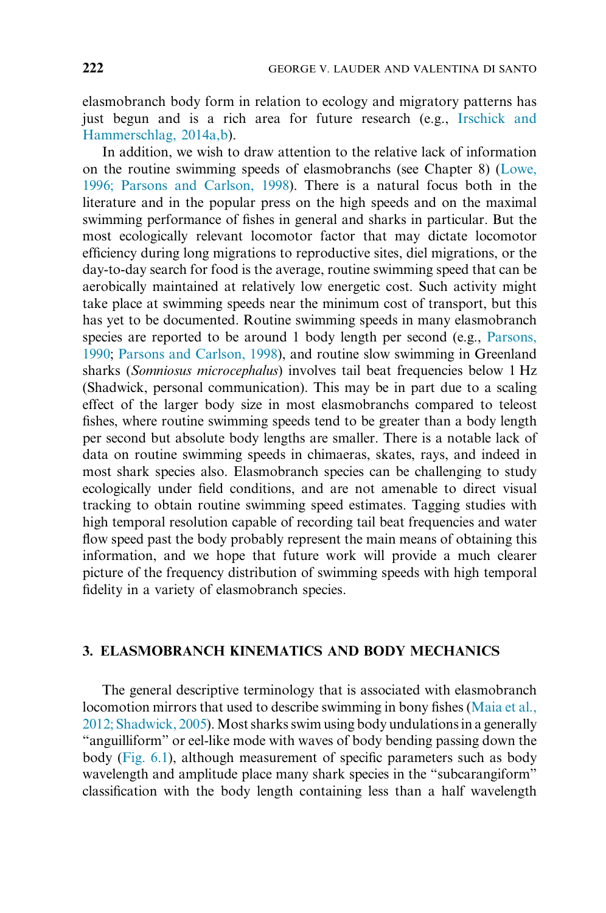elasmobranch body form in relation to ecology and migratory patterns has just begun and is a rich area for future research (e.g., Irschick and Hammerschlag, 2014a,b).

In addition, we wish to draw attention to the relative lack of information on the routine swimming speeds of elasmobranchs (see Chapter 8) (Lowe, 1996; Parsons and Carlson, 1998). There is a natural focus both in the literature and in the popular press on the high speeds and on the maximal swimming performance of fishes in general and sharks in particular. But the most ecologically relevant locomotor factor that may dictate locomotor efficiency during long migrations to reproductive sites, diel migrations, or the day-to-day search for food is the average, routine swimming speed that can be aerobically maintained at relatively low energetic cost. Such activity might take place at swimming speeds near the minimum cost of transport, but this has yet to be documented. Routine swimming speeds in many elasmobranch species are reported to be around 1 body length per second (e.g., Parsons, 1990; Parsons and Carlson, 1998), and routine slow swimming in Greenland sharks (*Somniosus microcephalus*) involves tail beat frequencies below 1 Hz (Shadwick, personal communication). This may be in part due to a scaling effect of the larger body size in most elasmobranchs compared to teleost fishes, where routine swimming speeds tend to be greater than a body length per second but absolute body lengths are smaller. There is a notable lack of data on routine swimming speeds in chimaeras, skates, rays, and indeed in most shark species also. Elasmobranch species can be challenging to study ecologically under field conditions, and are not amenable to direct visual tracking to obtain routine swimming speed estimates. Tagging studies with high temporal resolution capable of recording tail beat frequencies and water flow speed past the body probably represent the main means of obtaining this information, and we hope that future work will provide a much clearer picture of the frequency distribution of swimming speeds with high temporal fidelity in a variety of elasmobranch species.

## 3. ELASMOBRANCH KINEMATICS AND BODY MECHANICS

The general descriptive terminology that is associated with elasmobranch locomotion mirrors that used to describe swimming in bony fishes (Maia et al., 2012; Shadwick, 2005). Most sharks swim using body undulations in a generally "anguilliform" or eel-like mode with waves of body bending passing down the body (Fig. 6.1), although measurement of specific parameters such as body wavelength and amplitude place many shark species in the "subcarangiform" classification with the body length containing less than a half wavelength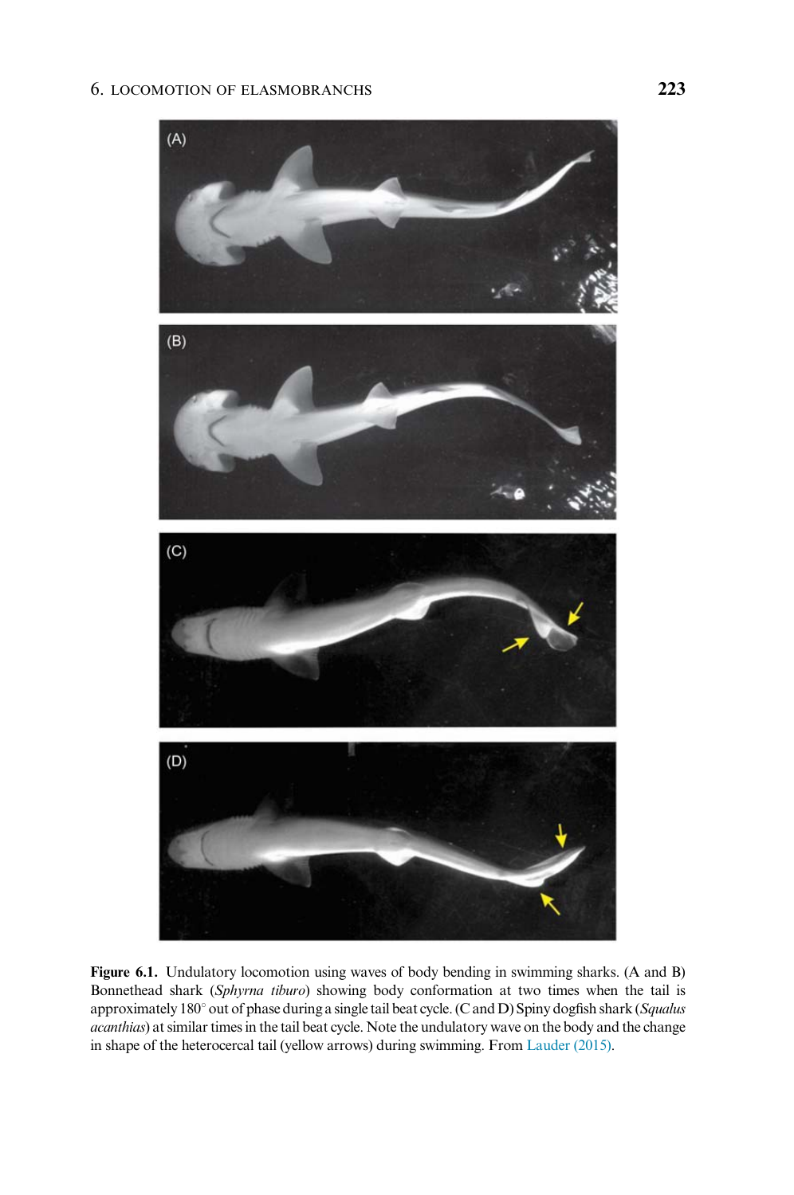(A)

(B)

(C)

(D)

**Figure 6.1.** Undulatory locomotion using waves of body bending in swimming sharks. (A and B) Bonnethead shark (*Sphyrna tiburo*) showing body conformation at two times when the tail is approximately 180° out of phase during a single tail beat cycle. (C and D) Spiny dogfish shark (*Squalus acanthias*) at similar times in the tail beat cycle. Note the undulatory wave on the body and the change in shape of the heterocercal tail (yellow arrows) during swimming. From Lauder (2015).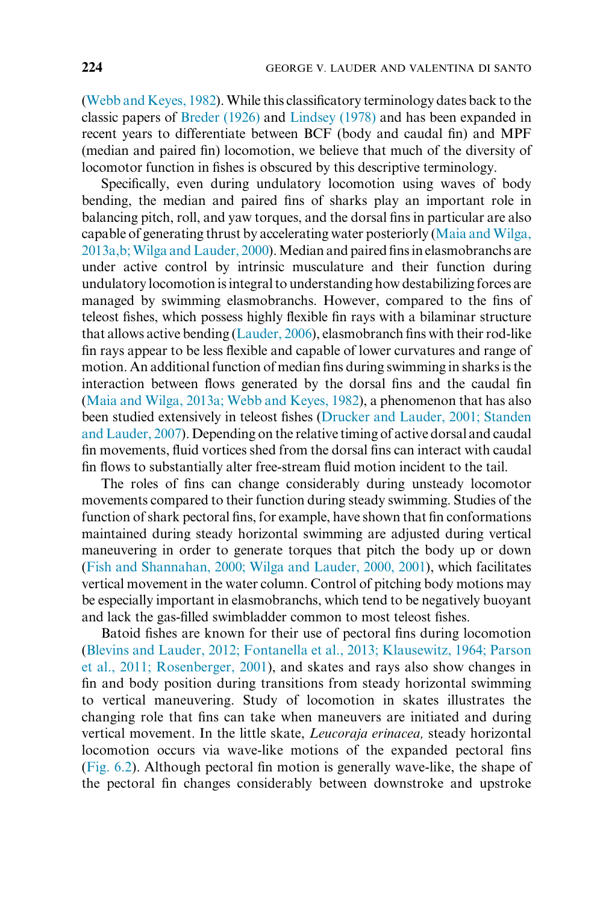(Webb and Keyes, 1982). While this classificatory terminology dates back to the classic papers of Breder (1926) and Lindsey (1978) and has been expanded in recent years to differentiate between BCF (body and caudal fin) and MPF (median and paired fin) locomotion, we believe that much of the diversity of locomotor function in fishes is obscured by this descriptive terminology.

Specifically, even during undulatory locomotion using waves of body bending, the median and paired fins of sharks play an important role in balancing pitch, roll, and yaw torques, and the dorsal fins in particular are also capable of generating thrust by accelerating water posteriorly (Maia and Wilga, 2013a,b; Wilga and Lauder, 2000). Median and paired fins in elasmobranchs are under active control by intrinsic musculature and their function during undulatory locomotion is integral to understanding how destabilizing forces are managed by swimming elasmobranchs. However, compared to the fins of teleost fishes, which possess highly flexible fin rays with a bilaminar structure that allows active bending (Lauder, 2006), elasmobranch fins with their rod-like fin rays appear to be less flexible and capable of lower curvatures and range of motion. An additional function of median fins during swimming in sharks is the interaction between flows generated by the dorsal fins and the caudal fin (Maia and Wilga, 2013a; Webb and Keyes, 1982), a phenomenon that has also been studied extensively in teleost fishes (Drucker and Lauder, 2001; Standen and Lauder, 2007). Depending on the relative timing of active dorsal and caudal fin movements, fluid vortices shed from the dorsal fins can interact with caudal fin flows to substantially alter free-stream fluid motion incident to the tail.

The roles of fins can change considerably during unsteady locomotor movements compared to their function during steady swimming. Studies of the function of shark pectoral fins, for example, have shown that fin conformations maintained during steady horizontal swimming are adjusted during vertical maneuvering in order to generate torques that pitch the body up or down (Fish and Shannahan, 2000; Wilga and Lauder, 2000, 2001), which facilitates vertical movement in the water column. Control of pitching body motions may be especially important in elasmobranchs, which tend to be negatively buoyant and lack the gas-filled swimbladder common to most teleost fishes.

Batoid fishes are known for their use of pectoral fins during locomotion (Blevins and Lauder, 2012; Fontanella et al., 2013; Klausewitz, 1964; Parson et al., 2011; Rosenberger, 2001), and skates and rays also show changes in fin and body position during transitions from steady horizontal swimming to vertical maneuvering. Study of locomotion in skates illustrates the changing role that fins can take when maneuvers are initiated and during vertical movement. In the little skate, *Leucoraja erinacea,* steady horizontal locomotion occurs via wave-like motions of the expanded pectoral fins (Fig. 6.2). Although pectoral fin motion is generally wave-like, the shape of the pectoral fin changes considerably between downstroke and upstroke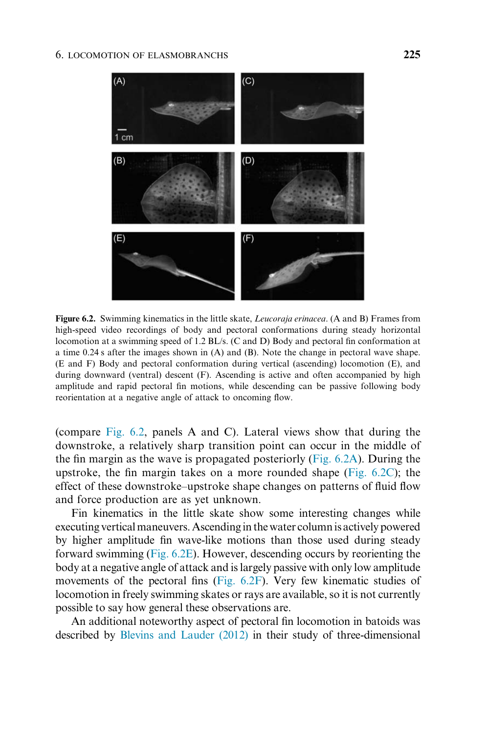**Figure 6.2.** Swimming kinematics in the little skate, *Leucoraja erinacea*. (A and B) Frames from high-speed video recordings of body and pectoral conformations during steady horizontal locomotion at a swimming speed of 1.2 BL/s. (C and D) Body and pectoral fin conformation at a time 0.24 s after the images shown in (A) and (B). Note the change in pectoral wave shape. (E and F) Body and pectoral conformation during vertical (ascending) locomotion (E), and during downward (ventral) descent (F). Ascending is active and often accompanied by high amplitude and rapid pectoral fin motions, while descending can be passive following body reorientation at a negative angle of attack to oncoming flow.

(compare Fig. 6.2, panels A and C). Lateral views show that during the downstroke, a relatively sharp transition point can occur in the middle of the fin margin as the wave is propagated posteriorly (Fig. 6.2A). During the upstroke, the fin margin takes on a more rounded shape (Fig. 6.2C); the effect of these downstroke–upstroke shape changes on patterns of fluid flow and force production are as yet unknown.

Fin kinematics in the little skate show some interesting changes while executing vertical maneuvers. Ascending in the water column is actively powered by higher amplitude fin wave-like motions than those used during steady forward swimming (Fig. 6.2E). However, descending occurs by reorienting the body at a negative angle of attack and is largely passive with only low amplitude movements of the pectoral fins (Fig. 6.2F). Very few kinematic studies of locomotion in freely swimming skates or rays are available, so it is not currently possible to say how general these observations are.

An additional noteworthy aspect of pectoral fin locomotion in batoids was described by Blevins and Lauder (2012) in their study of three-dimensional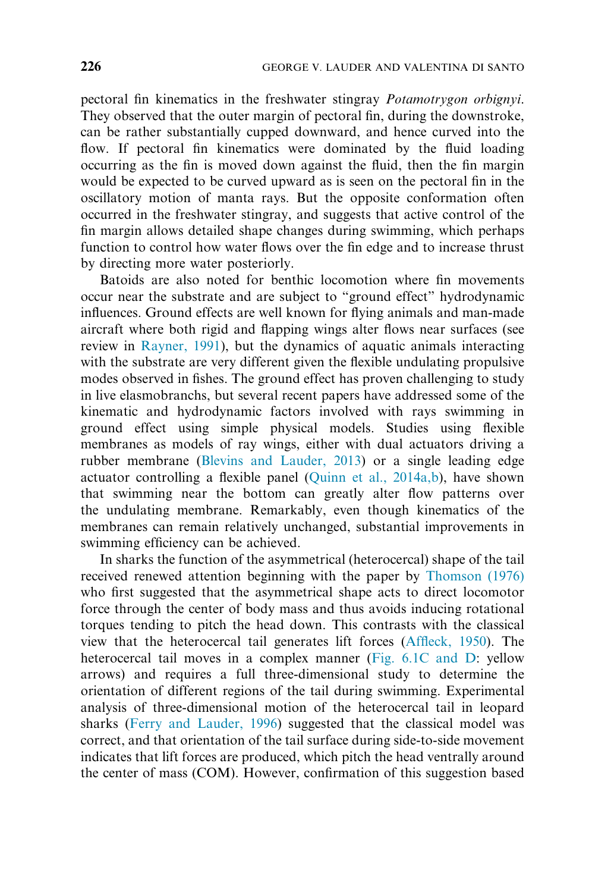pectoral fin kinematics in the freshwater stingray *Potamotrygon orbignyi*. They observed that the outer margin of pectoral fin, during the downstroke, can be rather substantially cupped downward, and hence curved into the flow. If pectoral fin kinematics were dominated by the fluid loading occurring as the fin is moved down against the fluid, then the fin margin would be expected to be curved upward as is seen on the pectoral fin in the oscillatory motion of manta rays. But the opposite conformation often occurred in the freshwater stingray, and suggests that active control of the fin margin allows detailed shape changes during swimming, which perhaps function to control how water flows over the fin edge and to increase thrust by directing more water posteriorly.

Batoids are also noted for benthic locomotion where fin movements occur near the substrate and are subject to "ground effect" hydrodynamic influences. Ground effects are well known for flying animals and man-made aircraft where both rigid and flapping wings alter flows near surfaces (see review in Rayner, 1991), but the dynamics of aquatic animals interacting with the substrate are very different given the flexible undulating propulsive modes observed in fishes. The ground effect has proven challenging to study in live elasmobranchs, but several recent papers have addressed some of the kinematic and hydrodynamic factors involved with rays swimming in ground effect using simple physical models. Studies using flexible membranes as models of ray wings, either with dual actuators driving a rubber membrane (Blevins and Lauder, 2013) or a single leading edge actuator controlling a flexible panel (Quinn et al., 2014a,b), have shown that swimming near the bottom can greatly alter flow patterns over the undulating membrane. Remarkably, even though kinematics of the membranes can remain relatively unchanged, substantial improvements in swimming efficiency can be achieved.

In sharks the function of the asymmetrical (heterocercal) shape of the tail received renewed attention beginning with the paper by Thomson (1976) who first suggested that the asymmetrical shape acts to direct locomotor force through the center of body mass and thus avoids inducing rotational torques tending to pitch the head down. This contrasts with the classical view that the heterocercal tail generates lift forces (Affleck, 1950). The heterocercal tail moves in a complex manner (Fig. 6.1C and D: yellow arrows) and requires a full three-dimensional study to determine the orientation of different regions of the tail during swimming. Experimental analysis of three-dimensional motion of the heterocercal tail in leopard sharks (Ferry and Lauder, 1996) suggested that the classical model was correct, and that orientation of the tail surface during side-to-side movement indicates that lift forces are produced, which pitch the head ventrally around the center of mass (COM). However, confirmation of this suggestion based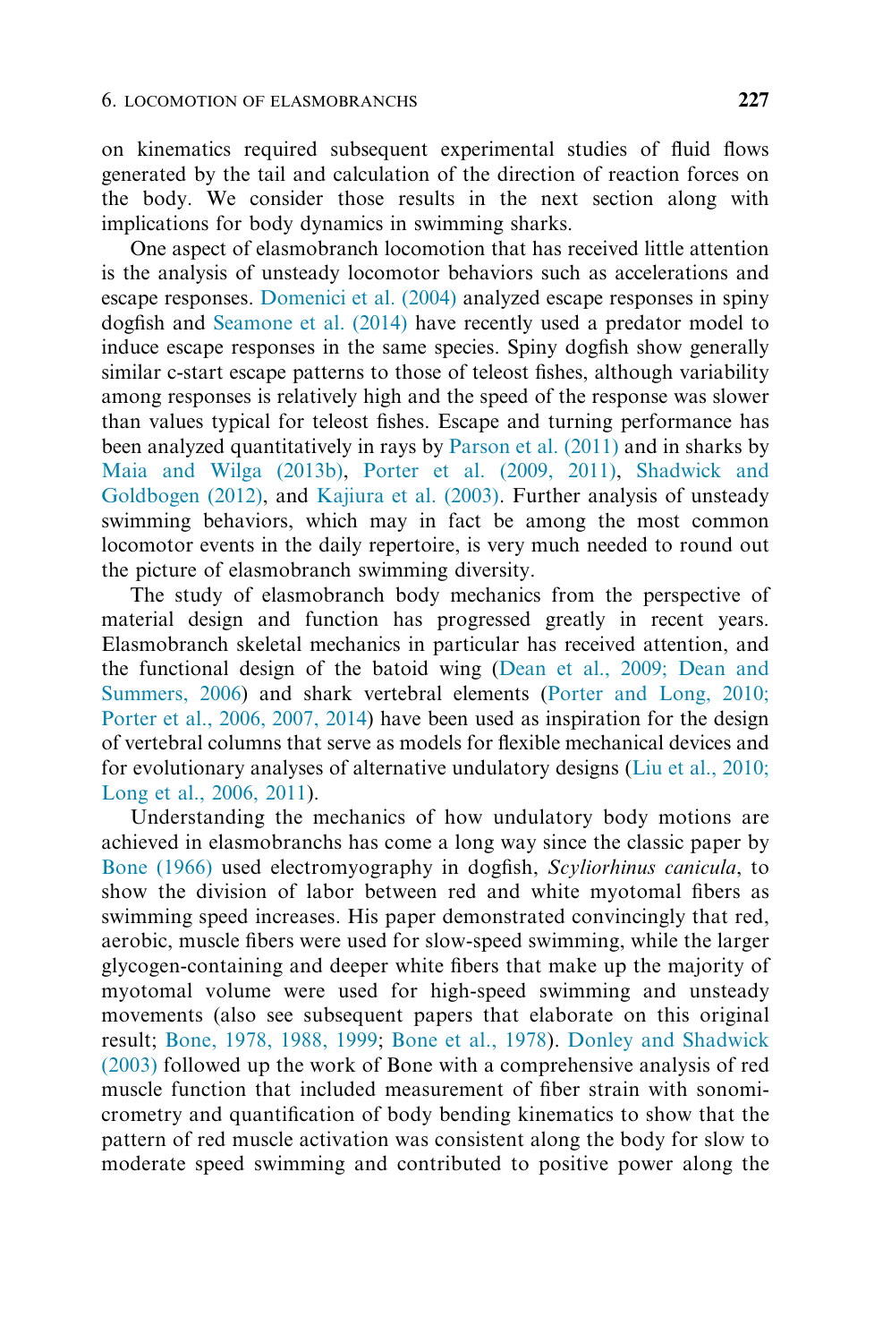on kinematics required subsequent experimental studies of fluid flows generated by the tail and calculation of the direction of reaction forces on the body. We consider those results in the next section along with implications for body dynamics in swimming sharks.

One aspect of elasmobranch locomotion that has received little attention is the analysis of unsteady locomotor behaviors such as accelerations and escape responses. Domenici et al. (2004) analyzed escape responses in spiny dogfish and Seamone et al. (2014) have recently used a predator model to induce escape responses in the same species. Spiny dogfish show generally similar c-start escape patterns to those of teleost fishes, although variability among responses is relatively high and the speed of the response was slower than values typical for teleost fishes. Escape and turning performance has been analyzed quantitatively in rays by Parson et al. (2011) and in sharks by Maia and Wilga (2013b), Porter et al. (2009, 2011), Shadwick and Goldbogen (2012), and Kajiura et al. (2003). Further analysis of unsteady swimming behaviors, which may in fact be among the most common locomotor events in the daily repertoire, is very much needed to round out the picture of elasmobranch swimming diversity.

The study of elasmobranch body mechanics from the perspective of material design and function has progressed greatly in recent years. Elasmobranch skeletal mechanics in particular has received attention, and the functional design of the batoid wing (Dean et al., 2009; Dean and Summers, 2006) and shark vertebral elements (Porter and Long, 2010; Porter et al., 2006, 2007, 2014) have been used as inspiration for the design of vertebral columns that serve as models for flexible mechanical devices and for evolutionary analyses of alternative undulatory designs (Liu et al., 2010; Long et al., 2006, 2011).

Understanding the mechanics of how undulatory body motions are achieved in elasmobranchs has come a long way since the classic paper by Bone (1966) used electromyography in dogfish, *Scyliorhinus canicula*, to show the division of labor between red and white myotomal fibers as swimming speed increases. His paper demonstrated convincingly that red, aerobic, muscle fibers were used for slow-speed swimming, while the larger glycogen-containing and deeper white fibers that make up the majority of myotomal volume were used for high-speed swimming and unsteady movements (also see subsequent papers that elaborate on this original result; Bone, 1978, 1988, 1999; Bone et al., 1978). Donley and Shadwick (2003) followed up the work of Bone with a comprehensive analysis of red muscle function that included measurement of fiber strain with sonomicrometry and quantification of body bending kinematics to show that the pattern of red muscle activation was consistent along the body for slow to moderate speed swimming and contributed to positive power along the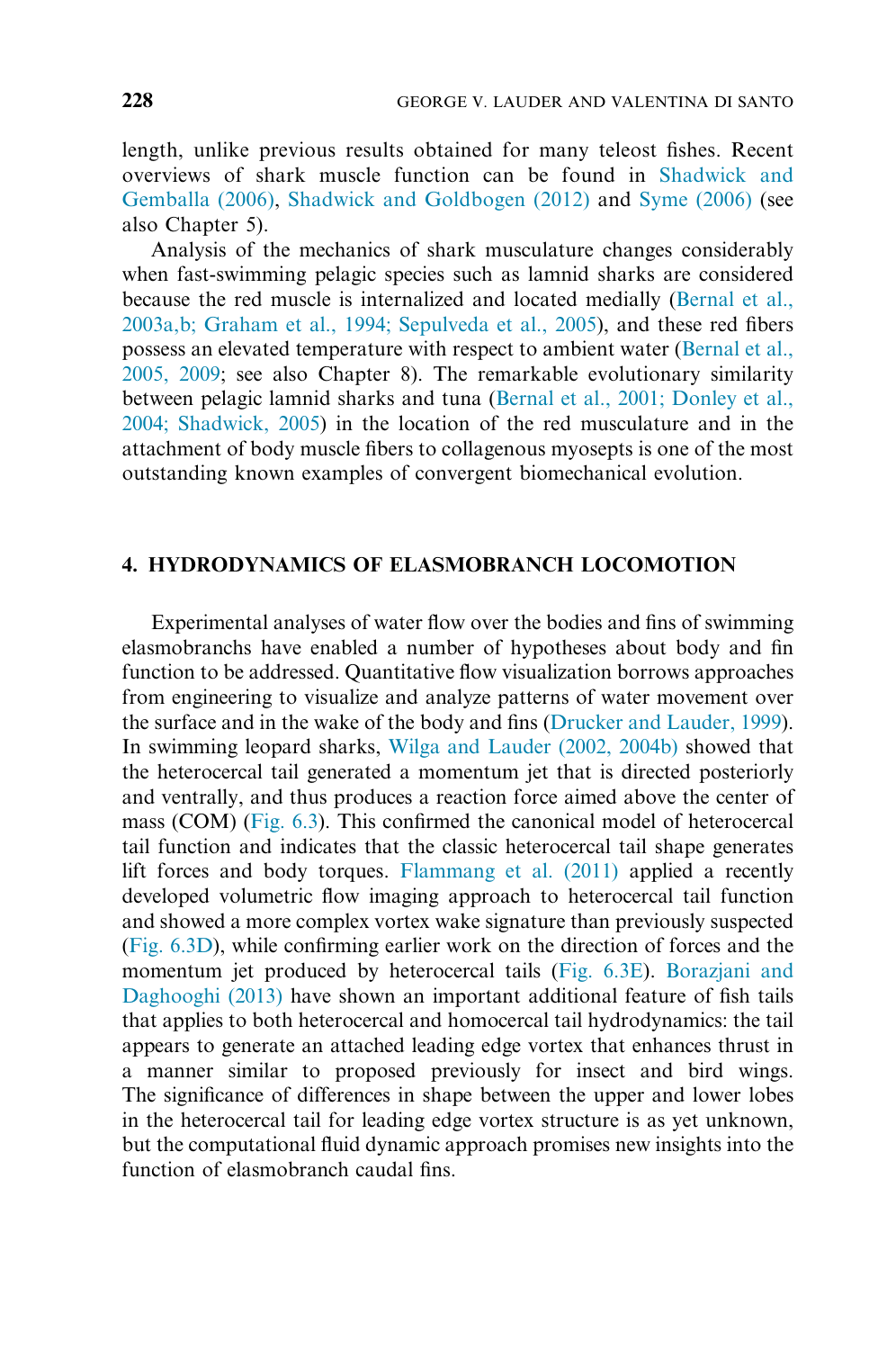length, unlike previous results obtained for many teleost fishes. Recent overviews of shark muscle function can be found in Shadwick and Gemballa (2006), Shadwick and Goldbogen (2012) and Syme (2006) (see also Chapter 5).

Analysis of the mechanics of shark musculature changes considerably when fast-swimming pelagic species such as lamnid sharks are considered because the red muscle is internalized and located medially (Bernal et al., 2003a,b; Graham et al., 1994; Sepulveda et al., 2005), and these red fibers possess an elevated temperature with respect to ambient water (Bernal et al., 2005, 2009; see also Chapter 8). The remarkable evolutionary similarity between pelagic lamnid sharks and tuna (Bernal et al., 2001; Donley et al., 2004; Shadwick, 2005) in the location of the red musculature and in the attachment of body muscle fibers to collagenous myosepts is one of the most outstanding known examples of convergent biomechanical evolution.

## 4. HYDRODYNAMICS OF ELASMOBRANCH LOCOMOTION

Experimental analyses of water flow over the bodies and fins of swimming elasmobranchs have enabled a number of hypotheses about body and fin function to be addressed. Quantitative flow visualization borrows approaches from engineering to visualize and analyze patterns of water movement over the surface and in the wake of the body and fins (Drucker and Lauder, 1999). In swimming leopard sharks, Wilga and Lauder (2002, 2004b) showed that the heterocercal tail generated a momentum jet that is directed posteriorly and ventrally, and thus produces a reaction force aimed above the center of mass (COM) (Fig. 6.3). This confirmed the canonical model of heterocercal tail function and indicates that the classic heterocercal tail shape generates lift forces and body torques. Flammang et al. (2011) applied a recently developed volumetric flow imaging approach to heterocercal tail function and showed a more complex vortex wake signature than previously suspected (Fig. 6.3D), while confirming earlier work on the direction of forces and the momentum jet produced by heterocercal tails (Fig. 6.3E). Borazjani and Daghooghi (2013) have shown an important additional feature of fish tails that applies to both heterocercal and homocercal tail hydrodynamics: the tail appears to generate an attached leading edge vortex that enhances thrust in a manner similar to proposed previously for insect and bird wings. The significance of differences in shape between the upper and lower lobes in the heterocercal tail for leading edge vortex structure is as yet unknown, but the computational fluid dynamic approach promises new insights into the function of elasmobranch caudal fins.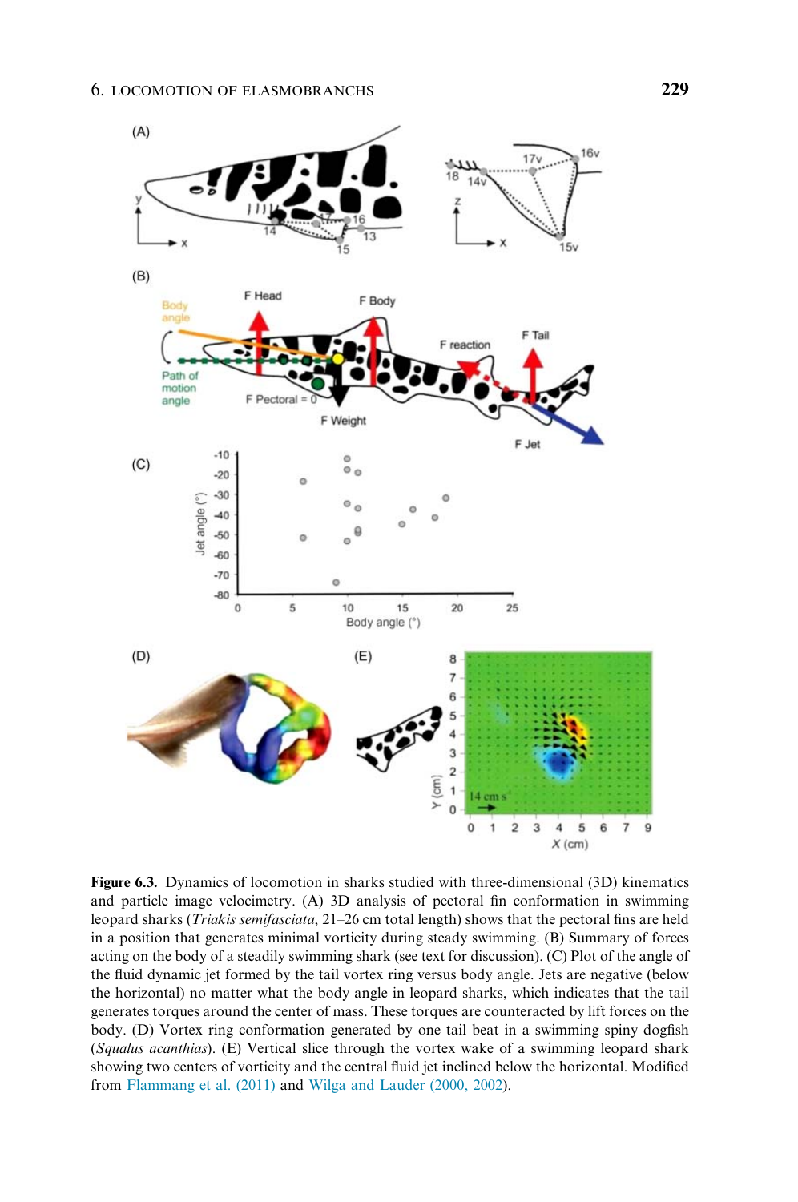(A)

y

x

14

15

16

13

18

14v

17v

16v

15v

z

x

(B)

Body angle

Path of motion angle

F Head

F Body

F reaction

F Tail

F Pectoral = 0

F Weight

F Jet

(C)

Jet angle (°)

-10
-20
-30
-40
-50
-60
-70
-80

0
5
10
15
20
25

Body angle (°)

(D)

(E)

8
7
6
5
4
3
2
1
0

Y (cm)

14 cm s⁻¹

0
1
2
3
4
5
6
7
9

X (cm)

**Figure 6.3.** Dynamics of locomotion in sharks studied with three-dimensional (3D) kinematics and particle image velocimetry. (A) 3D analysis of pectoral fin conformation in swimming leopard sharks (*Triakis semifasciata*, 21–26 cm total length) shows that the pectoral fins are held in a position that generates minimal vorticity during steady swimming. (B) Summary of forces acting on the body of a steadily swimming shark (see text for discussion). (C) Plot of the angle of the fluid dynamic jet formed by the tail vortex ring versus body angle. Jets are negative (below the horizontal) no matter what the body angle in leopard sharks, which indicates that the tail generates torques around the center of mass. These torques are counteracted by lift forces on the body. (D) Vortex ring conformation generated by one tail beat in a swimming spiny dogfish (*Squalus acanthias*). (E) Vertical slice through the vortex wake of a swimming leopard shark showing two centers of vorticity and the central fluid jet inclined below the horizontal. Modified from Flammang et al. (2011) and Wilga and Lauder (2000, 2002).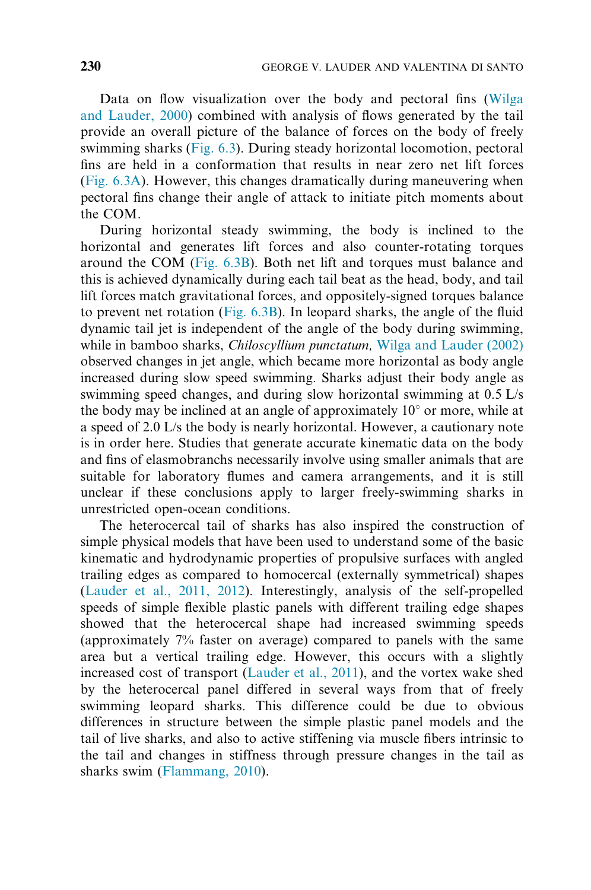Data on flow visualization over the body and pectoral fins (Wilga and Lauder, 2000) combined with analysis of flows generated by the tail provide an overall picture of the balance of forces on the body of freely swimming sharks (Fig. 6.3). During steady horizontal locomotion, pectoral fins are held in a conformation that results in near zero net lift forces (Fig. 6.3A). However, this changes dramatically during maneuvering when pectoral fins change their angle of attack to initiate pitch moments about the COM.

During horizontal steady swimming, the body is inclined to the horizontal and generates lift forces and also counter-rotating torques around the COM (Fig. 6.3B). Both net lift and torques must balance and this is achieved dynamically during each tail beat as the head, body, and tail lift forces match gravitational forces, and oppositely-signed torques balance to prevent net rotation (Fig. 6.3B). In leopard sharks, the angle of the fluid dynamic tail jet is independent of the angle of the body during swimming, while in bamboo sharks, *Chiloscyllium punctatum,* Wilga and Lauder (2002) observed changes in jet angle, which became more horizontal as body angle increased during slow speed swimming. Sharks adjust their body angle as swimming speed changes, and during slow horizontal swimming at 0.5 L/s the body may be inclined at an angle of approximately 10° or more, while at a speed of 2.0 L/s the body is nearly horizontal. However, a cautionary note is in order here. Studies that generate accurate kinematic data on the body and fins of elasmobranchs necessarily involve using smaller animals that are suitable for laboratory flumes and camera arrangements, and it is still unclear if these conclusions apply to larger freely-swimming sharks in unrestricted open-ocean conditions.

The heterocercal tail of sharks has also inspired the construction of simple physical models that have been used to understand some of the basic kinematic and hydrodynamic properties of propulsive surfaces with angled trailing edges as compared to homocercal (externally symmetrical) shapes (Lauder et al., 2011, 2012). Interestingly, analysis of the self-propelled speeds of simple flexible plastic panels with different trailing edge shapes showed that the heterocercal shape had increased swimming speeds (approximately 7% faster on average) compared to panels with the same area but a vertical trailing edge. However, this occurs with a slightly increased cost of transport (Lauder et al., 2011), and the vortex wake shed by the heterocercal panel differed in several ways from that of freely swimming leopard sharks. This difference could be due to obvious differences in structure between the simple plastic panel models and the tail of live sharks, and also to active stiffening via muscle fibers intrinsic to the tail and changes in stiffness through pressure changes in the tail as sharks swim (Flammang, 2010).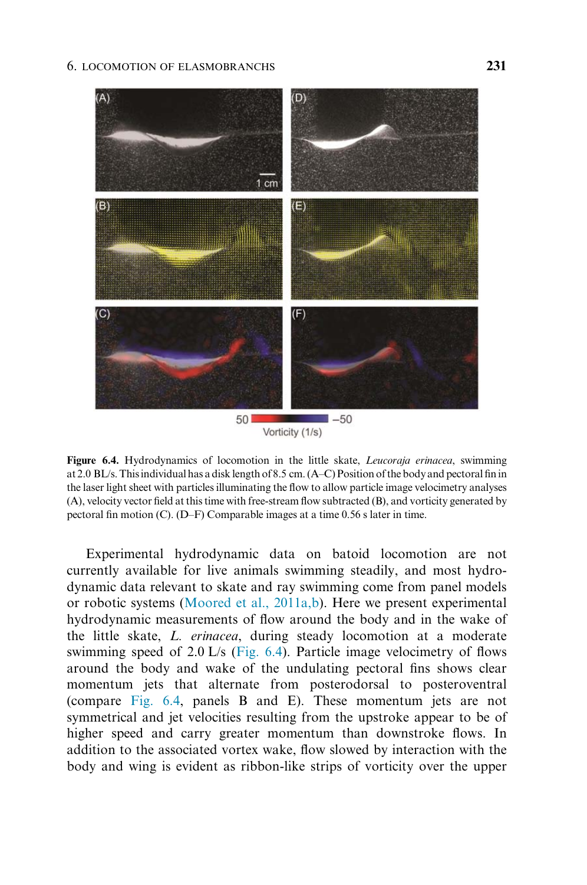(A)

1 cm

(D)

(B)

(E)

(C)

(F)

50 –50

Vorticity (1/s)

**Figure 6.4.** Hydrodynamics of locomotion in the little skate, *Leucoraja erinacea*, swimming at 2.0 BL/s. This individual has a disk length of 8.5 cm. (A–C) Position of the body and pectoral fin in the laser light sheet with particles illuminating the flow to allow particle image velocimetry analyses (A), velocity vector field at this time with free-stream flow subtracted (B), and vorticity generated by pectoral fin motion (C). (D–F) Comparable images at a time 0.56 s later in time.

Experimental hydrodynamic data on batoid locomotion are not currently available for live animals swimming steadily, and most hydrodynamic data relevant to skate and ray swimming come from panel models or robotic systems (Moored et al., 2011a,b). Here we present experimental hydrodynamic measurements of flow around the body and in the wake of the little skate, *L. erinacea*, during steady locomotion at a moderate swimming speed of 2.0 L/s (Fig. 6.4). Particle image velocimetry of flows around the body and wake of the undulating pectoral fins shows clear momentum jets that alternate from posterodorsal to posteroventral (compare Fig. 6.4, panels B and E). These momentum jets are not symmetrical and jet velocities resulting from the upstroke appear to be of higher speed and carry greater momentum than downstroke flows. In addition to the associated vortex wake, flow slowed by interaction with the body and wing is evident as ribbon-like strips of vorticity over the upper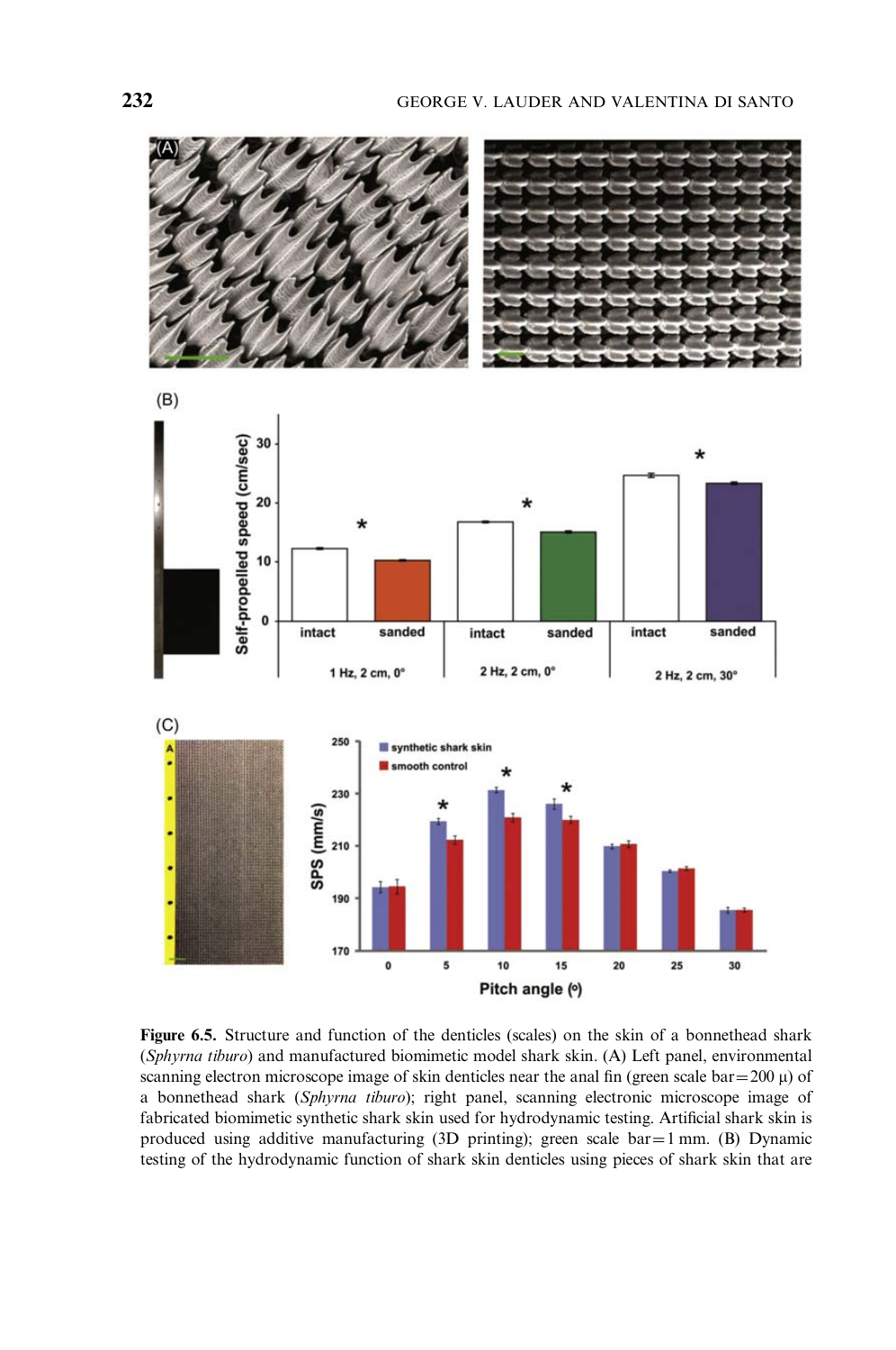(A)

(B)

Self-propelled speed (cm/sec)

30
20
10
0

*
*
*

intact
sanded
intact
sanded
intact
sanded

1 Hz, 2 cm, 0°
2 Hz, 2 cm, 0°
2 Hz, 2 cm, 30°

(C)

A

SPS (mm/s)

250
230
210
190
170

synthetic shark skin
smooth control

*
*
*

0
5
10
15
20
25
30

Pitch angle (°)

**Figure 6.5.** Structure and function of the denticles (scales) on the skin of a bonnethead shark (*Sphyrna tiburo*) and manufactured biomimetic model shark skin. (A) Left panel, environmental scanning electron microscope image of skin denticles near the anal fin (green scale bar = 200 μ) of a bonnethead shark (*Sphyrna tiburo*); right panel, scanning electronic microscope image of fabricated biomimetic synthetic shark skin used for hydrodynamic testing. Artificial shark skin is produced using additive manufacturing (3D printing); green scale bar = 1 mm. (B) Dynamic testing of the hydrodynamic function of shark skin denticles using pieces of shark skin that are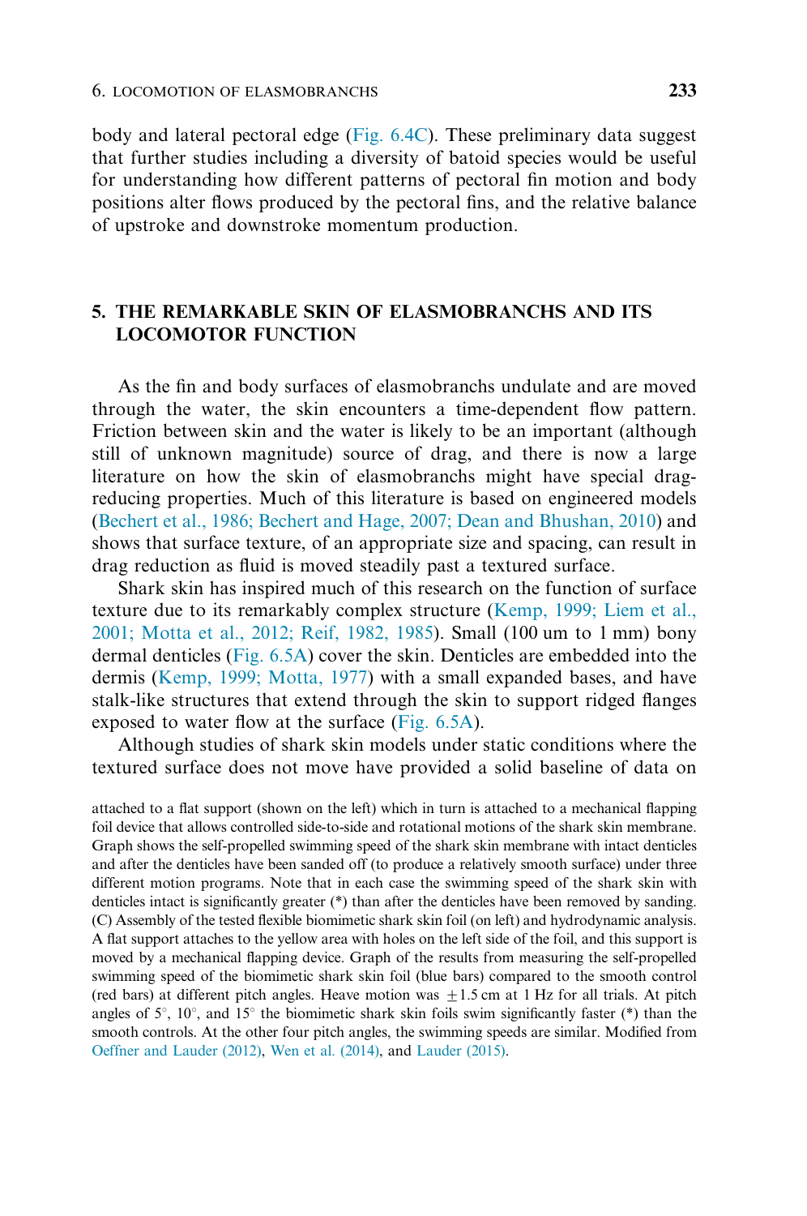body and lateral pectoral edge (Fig. 6.4C). These preliminary data suggest that further studies including a diversity of batoid species would be useful for understanding how different patterns of pectoral fin motion and body positions alter flows produced by the pectoral fins, and the relative balance of upstroke and downstroke momentum production.

## 5. THE REMARKABLE SKIN OF ELASMOBRANCHS AND ITS LOCOMOTOR FUNCTION

As the fin and body surfaces of elasmobranchs undulate and are moved through the water, the skin encounters a time-dependent flow pattern. Friction between skin and the water is likely to be an important (although still of unknown magnitude) source of drag, and there is now a large literature on how the skin of elasmobranchs might have special drag-reducing properties. Much of this literature is based on engineered models (Bechert et al., 1986; Bechert and Hage, 2007; Dean and Bhushan, 2010) and shows that surface texture, of an appropriate size and spacing, can result in drag reduction as fluid is moved steadily past a textured surface.

Shark skin has inspired much of this research on the function of surface texture due to its remarkably complex structure (Kemp, 1999; Liem et al., 2001; Motta et al., 2012; Reif, 1982, 1985). Small (100 um to 1 mm) bony dermal denticles (Fig. 6.5A) cover the skin. Denticles are embedded into the dermis (Kemp, 1999; Motta, 1977) with a small expanded bases, and have stalk-like structures that extend through the skin to support ridged flanges exposed to water flow at the surface (Fig. 6.5A).

Although studies of shark skin models under static conditions where the textured surface does not move have provided a solid baseline of data on

attached to a flat support (shown on the left) which in turn is attached to a mechanical flapping foil device that allows controlled side-to-side and rotational motions of the shark skin membrane. Graph shows the self-propelled swimming speed of the shark skin membrane with intact denticles and after the denticles have been sanded off (to produce a relatively smooth surface) under three different motion programs. Note that in each case the swimming speed of the shark skin with denticles intact is significantly greater (*) than after the denticles have been removed by sanding. (C) Assembly of the tested flexible biomimetic shark skin foil (on left) and hydrodynamic analysis. A flat support attaches to the yellow area with holes on the left side of the foil, and this support is moved by a mechanical flapping device. Graph of the results from measuring the self-propelled swimming speed of the biomimetic shark skin foil (blue bars) compared to the smooth control (red bars) at different pitch angles. Heave motion was $\pm 1.5$ cm at 1 Hz for all trials. At pitch angles of $5^{\circ}$, $10^{\circ}$, and $15^{\circ}$ the biomimetic shark skin foils swim significantly faster (*) than the smooth controls. At the other four pitch angles, the swimming speeds are similar. Modified from Oeffner and Lauder (2012), Wen et al. (2014), and Lauder (2015).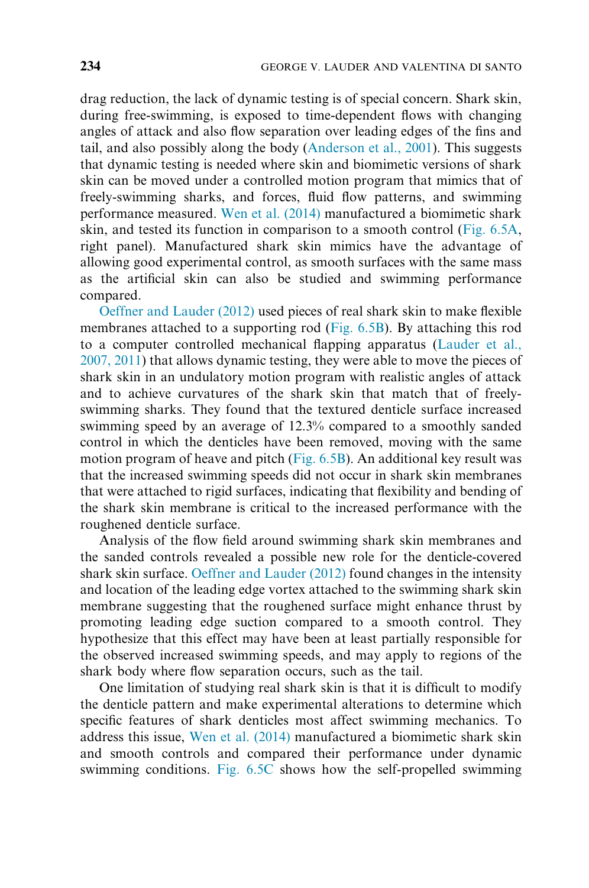drag reduction, the lack of dynamic testing is of special concern. Shark skin, during free-swimming, is exposed to time-dependent flows with changing angles of attack and also flow separation over leading edges of the fins and tail, and also possibly along the body (Anderson et al., 2001). This suggests that dynamic testing is needed where skin and biomimetic versions of shark skin can be moved under a controlled motion program that mimics that of freely-swimming sharks, and forces, fluid flow patterns, and swimming performance measured. Wen et al. (2014) manufactured a biomimetic shark skin, and tested its function in comparison to a smooth control (Fig. 6.5A, right panel). Manufactured shark skin mimics have the advantage of allowing good experimental control, as smooth surfaces with the same mass as the artificial skin can also be studied and swimming performance compared.

Oeffner and Lauder (2012) used pieces of real shark skin to make flexible membranes attached to a supporting rod (Fig. 6.5B). By attaching this rod to a computer controlled mechanical flapping apparatus (Lauder et al., 2007, 2011) that allows dynamic testing, they were able to move the pieces of shark skin in an undulatory motion program with realistic angles of attack and to achieve curvatures of the shark skin that match that of freely-swimming sharks. They found that the textured denticle surface increased swimming speed by an average of 12.3% compared to a smoothly sanded control in which the denticles have been removed, moving with the same motion program of heave and pitch (Fig. 6.5B). An additional key result was that the increased swimming speeds did not occur in shark skin membranes that were attached to rigid surfaces, indicating that flexibility and bending of the shark skin membrane is critical to the increased performance with the roughened denticle surface.

Analysis of the flow field around swimming shark skin membranes and the sanded controls revealed a possible new role for the denticle-covered shark skin surface. Oeffner and Lauder (2012) found changes in the intensity and location of the leading edge vortex attached to the swimming shark skin membrane suggesting that the roughened surface might enhance thrust by promoting leading edge suction compared to a smooth control. They hypothesize that this effect may have been at least partially responsible for the observed increased swimming speeds, and may apply to regions of the shark body where flow separation occurs, such as the tail.

One limitation of studying real shark skin is that it is difficult to modify the denticle pattern and make experimental alterations to determine which specific features of shark denticles most affect swimming mechanics. To address this issue, Wen et al. (2014) manufactured a biomimetic shark skin and smooth controls and compared their performance under dynamic swimming conditions. Fig. 6.5C shows how the self-propelled swimming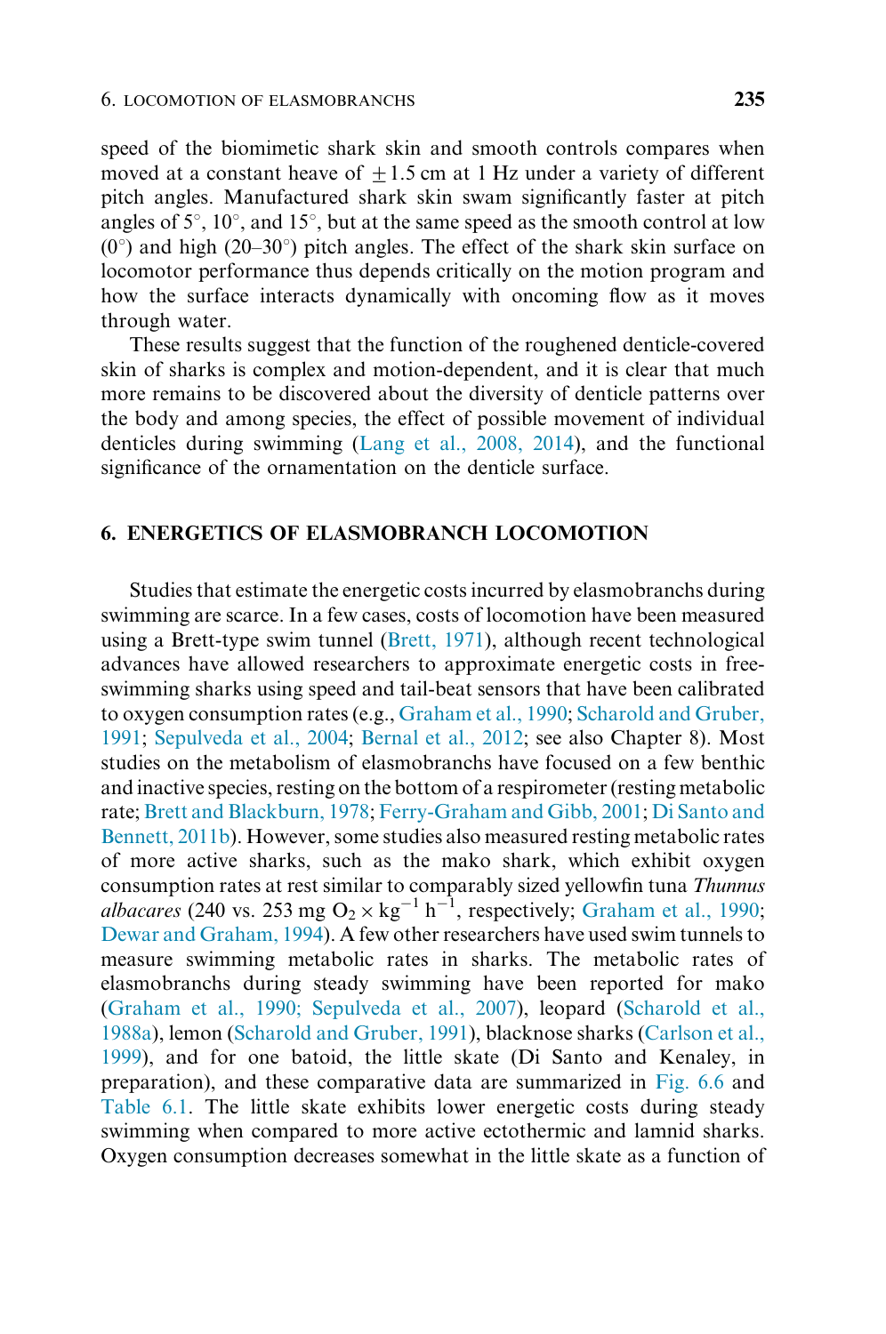speed of the biomimetic shark skin and smooth controls compares when moved at a constant heave of $\pm 1.5$ cm at 1 Hz under a variety of different pitch angles. Manufactured shark skin swam significantly faster at pitch angles of 5°, 10°, and 15°, but at the same speed as the smooth control at low (0°) and high (20–30°) pitch angles. The effect of the shark skin surface on locomotor performance thus depends critically on the motion program and how the surface interacts dynamically with oncoming flow as it moves through water.

These results suggest that the function of the roughened denticle-covered skin of sharks is complex and motion-dependent, and it is clear that much more remains to be discovered about the diversity of denticle patterns over the body and among species, the effect of possible movement of individual denticles during swimming (Lang et al., 2008, 2014), and the functional significance of the ornamentation on the denticle surface.

## 6. ENERGETICS OF ELASMOBRANCH LOCOMOTION

Studies that estimate the energetic costs incurred by elasmobranchs during swimming are scarce. In a few cases, costs of locomotion have been measured using a Brett-type swim tunnel (Brett, 1971), although recent technological advances have allowed researchers to approximate energetic costs in free-swimming sharks using speed and tail-beat sensors that have been calibrated to oxygen consumption rates (e.g., Graham et al., 1990; Scharold and Gruber, 1991; Sepulveda et al., 2004; Bernal et al., 2012; see also Chapter 8). Most studies on the metabolism of elasmobranchs have focused on a few benthic and inactive species, resting on the bottom of a respirometer (resting metabolic rate; Brett and Blackburn, 1978; Ferry-Graham and Gibb, 2001; Di Santo and Bennett, 2011b). However, some studies also measured resting metabolic rates of more active sharks, such as the mako shark, which exhibit oxygen consumption rates at rest similar to comparably sized yellowfin tuna *Thunnus albacares* (240 vs. 253 mg $O_2 \times kg^{-1}\,h^{-1}$, respectively; Graham et al., 1990; Dewar and Graham, 1994). A few other researchers have used swim tunnels to measure swimming metabolic rates in sharks. The metabolic rates of elasmobranchs during steady swimming have been reported for mako (Graham et al., 1990; Sepulveda et al., 2007), leopard (Scharold et al., 1988a), lemon (Scharold and Gruber, 1991), blacknose sharks (Carlson et al., 1999), and for one batoid, the little skate (Di Santo and Kenaley, in preparation), and these comparative data are summarized in Fig. 6.6 and Table 6.1. The little skate exhibits lower energetic costs during steady swimming when compared to more active ectothermic and lamnid sharks. Oxygen consumption decreases somewhat in the little skate as a function of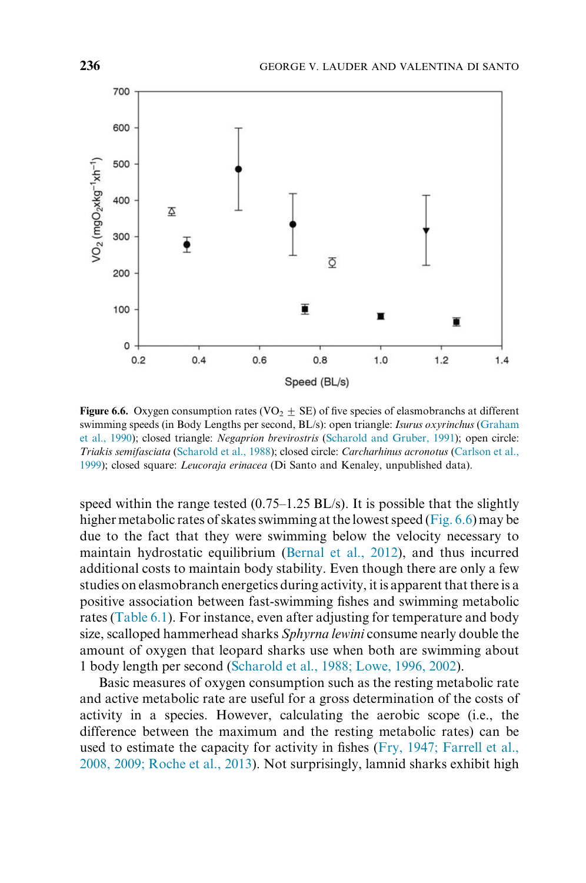700
600
500
400
300
200
100
0

$VO_2$ ($mgO_2 xkg^{-1} xh^{-1}$)

0.2
0.4
0.6
0.8
1.0
1.2
1.4

Speed (BL/s)

**Figure 6.6.** Oxygen consumption rates ($VO_2 \pm$ SE) of five species of elasmobranchs at different swimming speeds (in Body Lengths per second, BL/s): open triangle: *Isurus oxyrinchus* (Graham et al., 1990); closed triangle: *Negaprion brevirostris* (Scharold and Gruber, 1991); open circle: *Triakis semifasciata* (Scharold et al., 1988); closed circle: *Carcharhinus acronotus* (Carlson et al., 1999); closed square: *Leucoraja erinacea* (Di Santo and Kenaley, unpublished data).

speed within the range tested (0.75–1.25 BL/s). It is possible that the slightly higher metabolic rates of skates swimming at the lowest speed (Fig. 6.6) may be due to the fact that they were swimming below the velocity necessary to maintain hydrostatic equilibrium (Bernal et al., 2012), and thus incurred additional costs to maintain body stability. Even though there are only a few studies on elasmobranch energetics during activity, it is apparent that there is a positive association between fast-swimming fishes and swimming metabolic rates (Table 6.1). For instance, even after adjusting for temperature and body size, scalloped hammerhead sharks *Sphyrna lewini* consume nearly double the amount of oxygen that leopard sharks use when both are swimming about 1 body length per second (Scharold et al., 1988; Lowe, 1996, 2002).

Basic measures of oxygen consumption such as the resting metabolic rate and active metabolic rate are useful for a gross determination of the costs of activity in a species. However, calculating the aerobic scope (i.e., the difference between the maximum and the resting metabolic rates) can be used to estimate the capacity for activity in fishes (Fry, 1947; Farrell et al., 2008, 2009; Roche et al., 2013). Not surprisingly, lamnid sharks exhibit high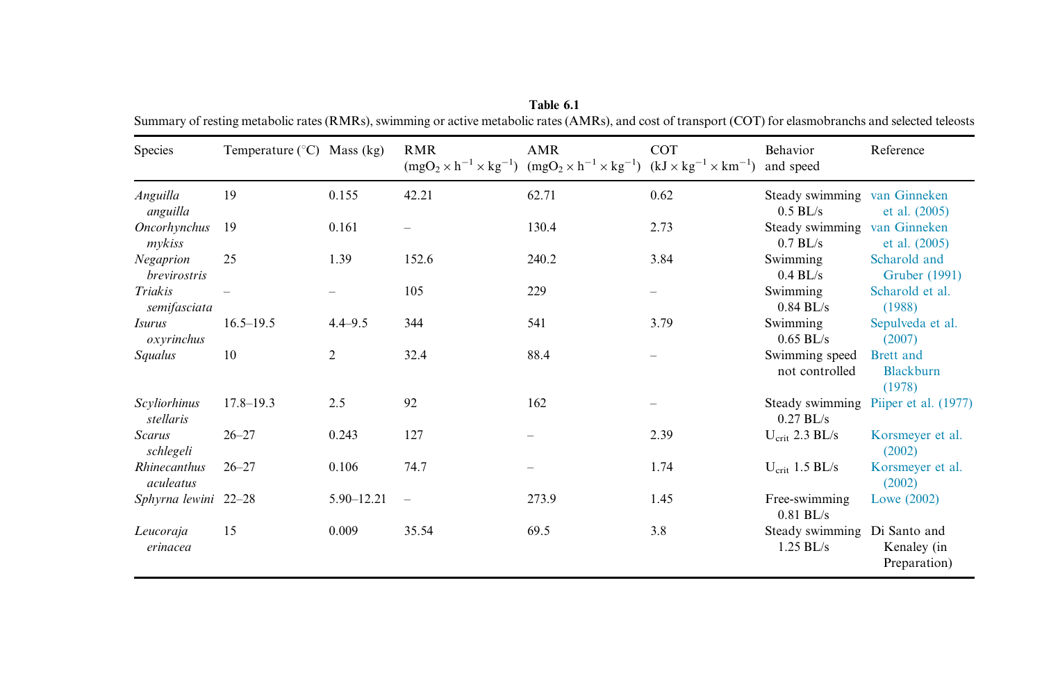**Table 6.1**

Summary of resting metabolic rates (RMRs), swimming or active metabolic rates (AMRs), and cost of transport (COT) for elasmobranchs and selected teleosts

| Species | Temperature (°C) | Mass (kg) | RMR ($mgO_2 \times h^{-1} \times kg^{-1}$) | AMR ($mgO_2 \times h^{-1} \times kg^{-1}$) | COT ($kJ \times kg^{-1} \times km^{-1}$) | Behavior and speed | Reference |
|---|---|---|---|---|---|---|---|
| *Anguilla anguilla* | 19 | 0.155 | 42.21 | 62.71 | 0.62 | Steady swimming 0.5 BL/s | van Ginneken et al. (2005) |
| *Oncorhynchus mykiss* | 19 | 0.161 | – | 130.4 | 2.73 | Steady swimming 0.7 BL/s | van Ginneken et al. (2005) |
| *Negaprion brevirostris* | 25 | 1.39 | 152.6 | 240.2 | 3.84 | Swimming 0.4 BL/s | Scharold and Gruber (1991) |
| *Triakis semifasciata* | – | – | 105 | 229 | – | Swimming 0.84 BL/s | Scharold et al. (1988) |
| *Isurus oxyrinchus* | 16.5–19.5 | 4.4–9.5 | 344 | 541 | 3.79 | Swimming 0.65 BL/s | Sepulveda et al. (2007) |
| *Squalus* | 10 | 2 | 32.4 | 88.4 | – | Swimming speed not controlled | Brett and Blackburn (1978) |
| *Scyliorhinus stellaris* | 17.8–19.3 | 2.5 | 92 | 162 | – | Steady swimming 0.27 BL/s | Piiper et al. (1977) |
| *Scarus schlegeli* | 26–27 | 0.243 | 127 | – | 2.39 | $U_{crit}$ 2.3 BL/s | Korsmeyer et al. (2002) |
| *Rhinecanthus aculeatus* | 26–27 | 0.106 | 74.7 | – | 1.74 | $U_{crit}$ 1.5 BL/s | Korsmeyer et al. (2002) |
| *Sphyrna lewini* | 22–28 | 5.90–12.21 | – | 273.9 | 1.45 | Free-swimming 0.81 BL/s | Lowe (2002) |
| *Leucoraja erinacea* | 15 | 0.009 | 35.54 | 69.5 | 3.8 | Steady swimming 1.25 BL/s | Di Santo and Kenaley (in Preparation) |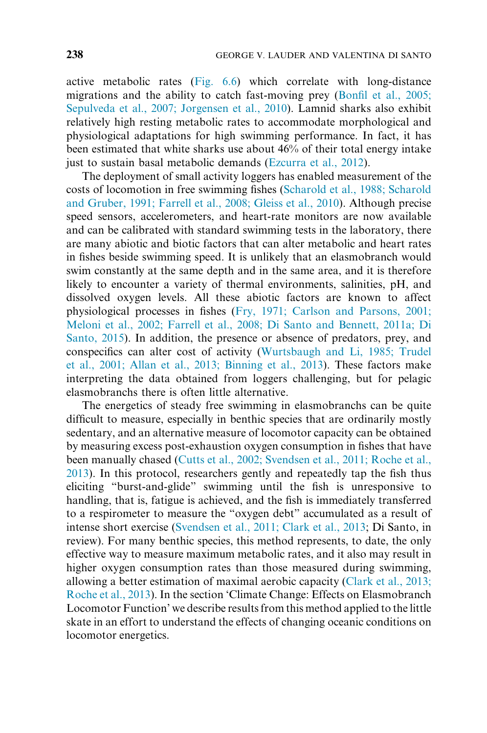active metabolic rates (Fig. 6.6) which correlate with long-distance migrations and the ability to catch fast-moving prey (Bonfil et al., 2005; Sepulveda et al., 2007; Jorgensen et al., 2010). Lamnid sharks also exhibit relatively high resting metabolic rates to accommodate morphological and physiological adaptations for high swimming performance. In fact, it has been estimated that white sharks use about 46% of their total energy intake just to sustain basal metabolic demands (Ezcurra et al., 2012).

The deployment of small activity loggers has enabled measurement of the costs of locomotion in free swimming fishes (Scharold et al., 1988; Scharold and Gruber, 1991; Farrell et al., 2008; Gleiss et al., 2010). Although precise speed sensors, accelerometers, and heart-rate monitors are now available and can be calibrated with standard swimming tests in the laboratory, there are many abiotic and biotic factors that can alter metabolic and heart rates in fishes beside swimming speed. It is unlikely that an elasmobranch would swim constantly at the same depth and in the same area, and it is therefore likely to encounter a variety of thermal environments, salinities, pH, and dissolved oxygen levels. All these abiotic factors are known to affect physiological processes in fishes (Fry, 1971; Carlson and Parsons, 2001; Meloni et al., 2002; Farrell et al., 2008; Di Santo and Bennett, 2011a; Di Santo, 2015). In addition, the presence or absence of predators, prey, and conspecifics can alter cost of activity (Wurtsbaugh and Li, 1985; Trudel et al., 2001; Allan et al., 2013; Binning et al., 2013). These factors make interpreting the data obtained from loggers challenging, but for pelagic elasmobranchs there is often little alternative.

The energetics of steady free swimming in elasmobranchs can be quite difficult to measure, especially in benthic species that are ordinarily mostly sedentary, and an alternative measure of locomotor capacity can be obtained by measuring excess post-exhaustion oxygen consumption in fishes that have been manually chased (Cutts et al., 2002; Svendsen et al., 2011; Roche et al., 2013). In this protocol, researchers gently and repeatedly tap the fish thus eliciting "burst-and-glide" swimming until the fish is unresponsive to handling, that is, fatigue is achieved, and the fish is immediately transferred to a respirometer to measure the "oxygen debt" accumulated as a result of intense short exercise (Svendsen et al., 2011; Clark et al., 2013; Di Santo, in review). For many benthic species, this method represents, to date, the only effective way to measure maximum metabolic rates, and it also may result in higher oxygen consumption rates than those measured during swimming, allowing a better estimation of maximal aerobic capacity (Clark et al., 2013; Roche et al., 2013). In the section 'Climate Change: Effects on Elasmobranch Locomotor Function' we describe results from this method applied to the little skate in an effort to understand the effects of changing oceanic conditions on locomotor energetics.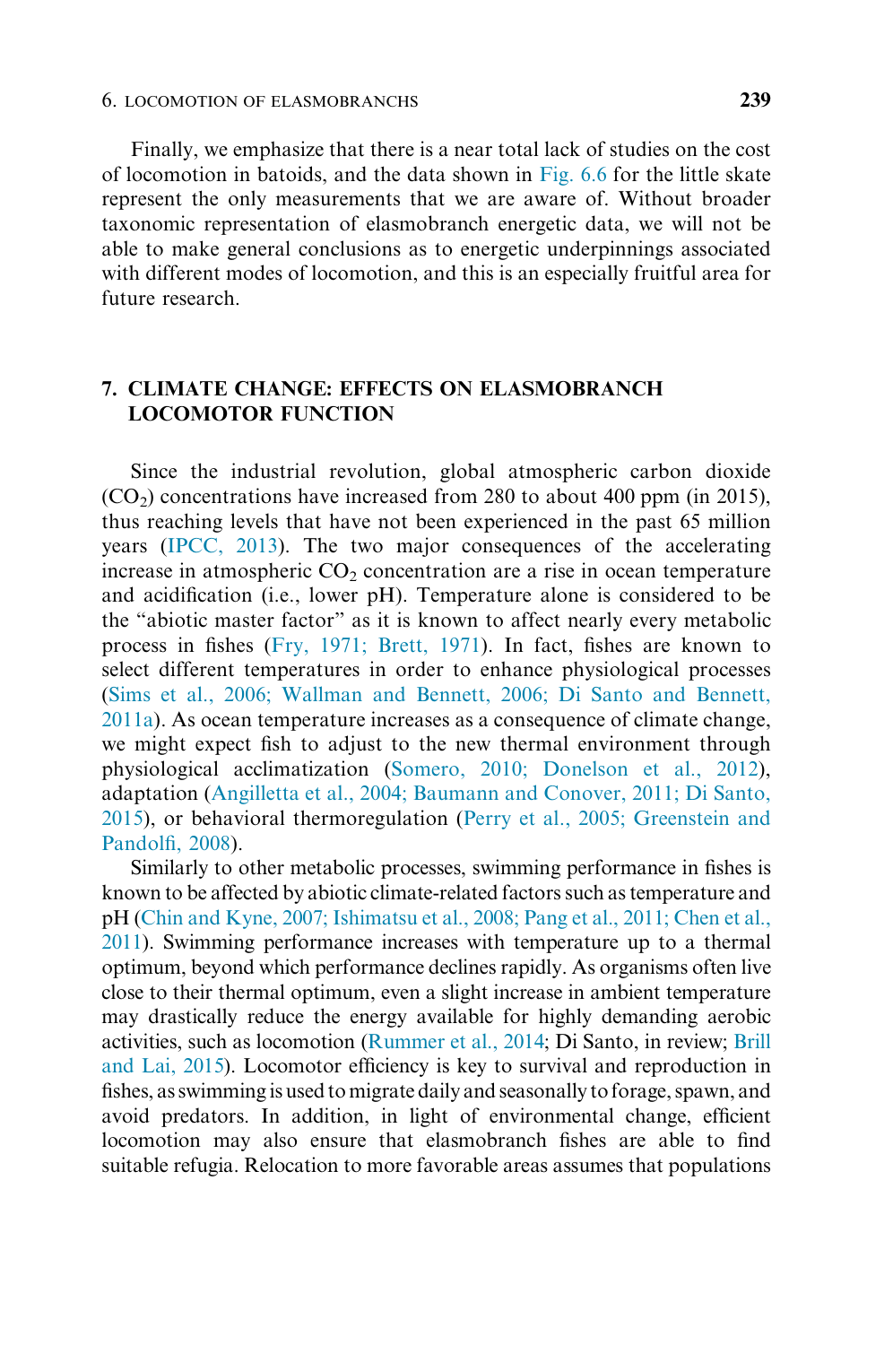Finally, we emphasize that there is a near total lack of studies on the cost of locomotion in batoids, and the data shown in Fig. 6.6 for the little skate represent the only measurements that we are aware of. Without broader taxonomic representation of elasmobranch energetic data, we will not be able to make general conclusions as to energetic underpinnings associated with different modes of locomotion, and this is an especially fruitful area for future research.

## 7. CLIMATE CHANGE: EFFECTS ON ELASMOBRANCH LOCOMOTOR FUNCTION

Since the industrial revolution, global atmospheric carbon dioxide ($CO_2$) concentrations have increased from 280 to about 400 ppm (in 2015), thus reaching levels that have not been experienced in the past 65 million years (IPCC, 2013). The two major consequences of the accelerating increase in atmospheric $CO_2$ concentration are a rise in ocean temperature and acidification (i.e., lower pH). Temperature alone is considered to be the "abiotic master factor" as it is known to affect nearly every metabolic process in fishes (Fry, 1971; Brett, 1971). In fact, fishes are known to select different temperatures in order to enhance physiological processes (Sims et al., 2006; Wallman and Bennett, 2006; Di Santo and Bennett, 2011a). As ocean temperature increases as a consequence of climate change, we might expect fish to adjust to the new thermal environment through physiological acclimatization (Somero, 2010; Donelson et al., 2012), adaptation (Angilletta et al., 2004; Baumann and Conover, 2011; Di Santo, 2015), or behavioral thermoregulation (Perry et al., 2005; Greenstein and Pandolfi, 2008).

Similarly to other metabolic processes, swimming performance in fishes is known to be affected by abiotic climate-related factors such as temperature and pH (Chin and Kyne, 2007; Ishimatsu et al., 2008; Pang et al., 2011; Chen et al., 2011). Swimming performance increases with temperature up to a thermal optimum, beyond which performance declines rapidly. As organisms often live close to their thermal optimum, even a slight increase in ambient temperature may drastically reduce the energy available for highly demanding aerobic activities, such as locomotion (Rummer et al., 2014; Di Santo, in review; Brill and Lai, 2015). Locomotor efficiency is key to survival and reproduction in fishes, as swimming is used to migrate daily and seasonally to forage, spawn, and avoid predators. In addition, in light of environmental change, efficient locomotion may also ensure that elasmobranch fishes are able to find suitable refugia. Relocation to more favorable areas assumes that populations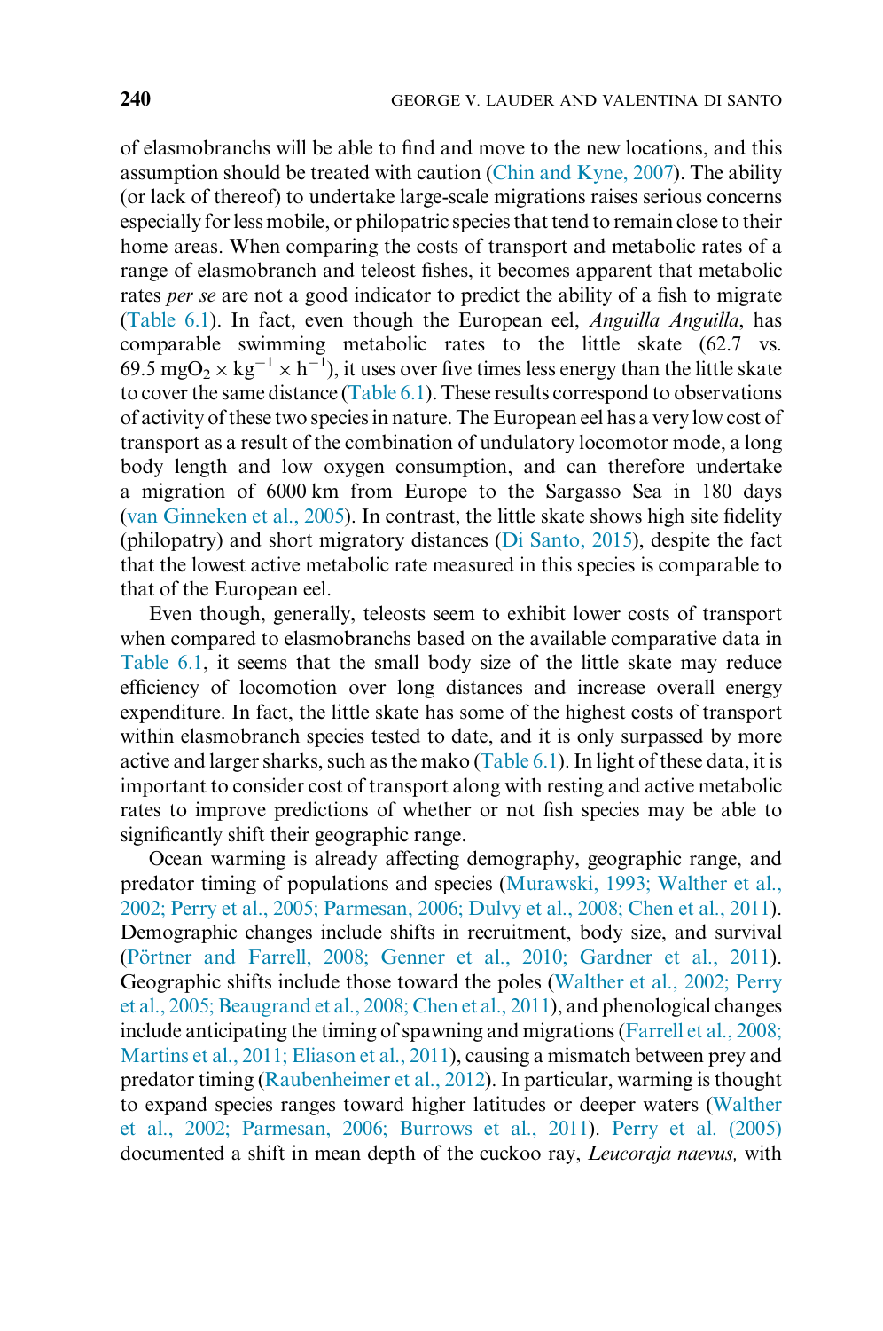of elasmobranchs will be able to find and move to the new locations, and this assumption should be treated with caution (Chin and Kyne, 2007). The ability (or lack of thereof) to undertake large-scale migrations raises serious concerns especially for less mobile, or philopatric species that tend to remain close to their home areas. When comparing the costs of transport and metabolic rates of a range of elasmobranch and teleost fishes, it becomes apparent that metabolic rates *per se* are not a good indicator to predict the ability of a fish to migrate (Table 6.1). In fact, even though the European eel, *Anguilla Anguilla*, has comparable swimming metabolic rates to the little skate (62.7 vs. 69.5 $mgO_2 \times kg^{-1} \times h^{-1}$), it uses over five times less energy than the little skate to cover the same distance (Table 6.1). These results correspond to observations of activity of these two species in nature. The European eel has a very low cost of transport as a result of the combination of undulatory locomotor mode, a long body length and low oxygen consumption, and can therefore undertake a migration of 6000 km from Europe to the Sargasso Sea in 180 days (van Ginneken et al., 2005). In contrast, the little skate shows high site fidelity (philopatry) and short migratory distances (Di Santo, 2015), despite the fact that the lowest active metabolic rate measured in this species is comparable to that of the European eel.

Even though, generally, teleosts seem to exhibit lower costs of transport when compared to elasmobranchs based on the available comparative data in Table 6.1, it seems that the small body size of the little skate may reduce efficiency of locomotion over long distances and increase overall energy expenditure. In fact, the little skate has some of the highest costs of transport within elasmobranch species tested to date, and it is only surpassed by more active and larger sharks, such as the mako (Table 6.1). In light of these data, it is important to consider cost of transport along with resting and active metabolic rates to improve predictions of whether or not fish species may be able to significantly shift their geographic range.

Ocean warming is already affecting demography, geographic range, and predator timing of populations and species (Murawski, 1993; Walther et al., 2002; Perry et al., 2005; Parmesan, 2006; Dulvy et al., 2008; Chen et al., 2011). Demographic changes include shifts in recruitment, body size, and survival (Pörtner and Farrell, 2008; Genner et al., 2010; Gardner et al., 2011). Geographic shifts include those toward the poles (Walther et al., 2002; Perry et al., 2005; Beaugrand et al., 2008; Chen et al., 2011), and phenological changes include anticipating the timing of spawning and migrations (Farrell et al., 2008; Martins et al., 2011; Eliason et al., 2011), causing a mismatch between prey and predator timing (Raubenheimer et al., 2012). In particular, warming is thought to expand species ranges toward higher latitudes or deeper waters (Walther et al., 2002; Parmesan, 2006; Burrows et al., 2011). Perry et al. (2005) documented a shift in mean depth of the cuckoo ray, *Leucoraja naevus,* with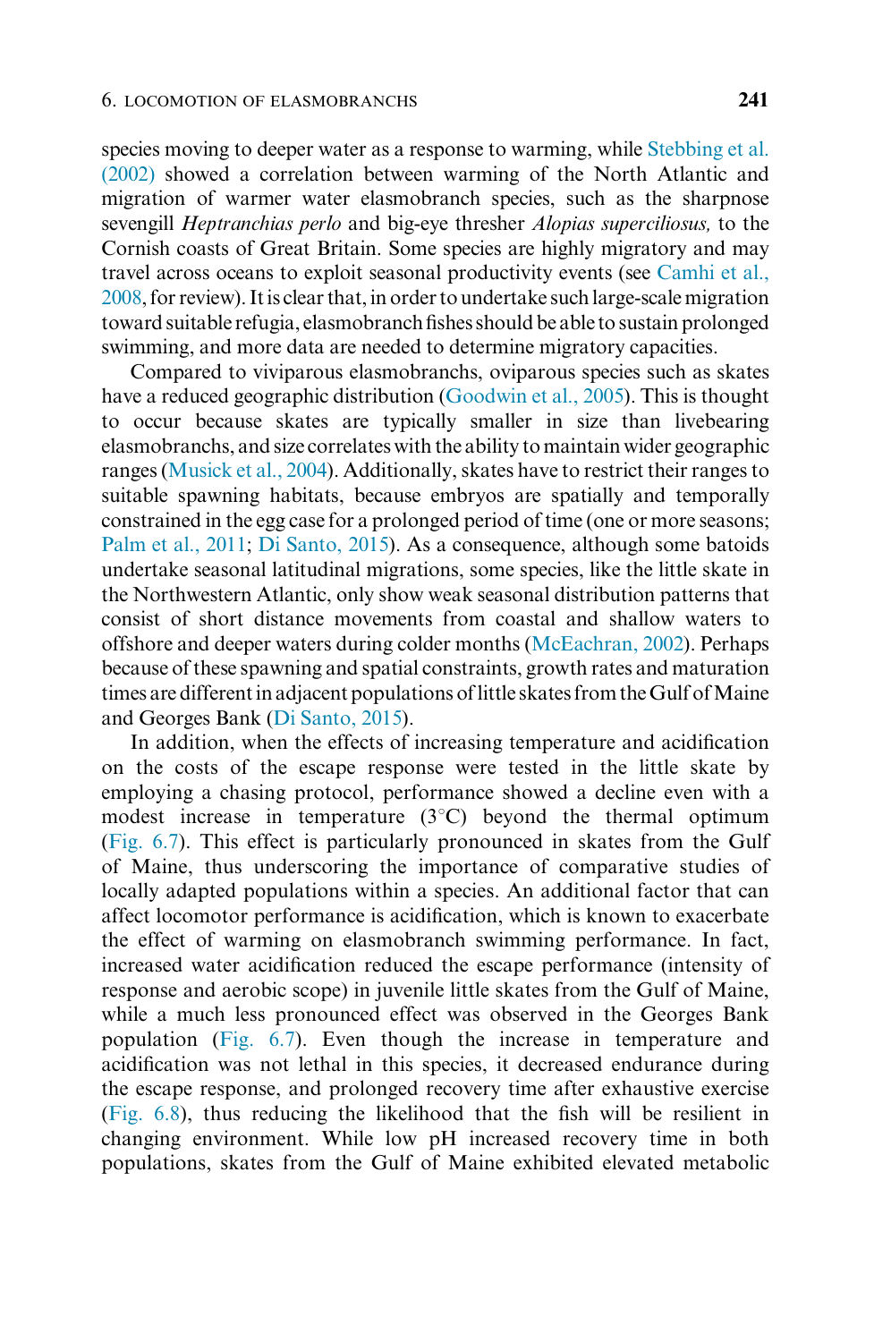species moving to deeper water as a response to warming, while Stebbing et al. (2002) showed a correlation between warming of the North Atlantic and migration of warmer water elasmobranch species, such as the sharpnose sevengill *Heptranchias perlo* and big-eye thresher *Alopias superciliosus,* to the Cornish coasts of Great Britain. Some species are highly migratory and may travel across oceans to exploit seasonal productivity events (see Camhi et al., 2008, for review). It is clear that, in order to undertake such large-scale migration toward suitable refugia, elasmobranch fishes should be able to sustain prolonged swimming, and more data are needed to determine migratory capacities.

Compared to viviparous elasmobranchs, oviparous species such as skates have a reduced geographic distribution (Goodwin et al., 2005). This is thought to occur because skates are typically smaller in size than livebearing elasmobranchs, and size correlates with the ability to maintain wider geographic ranges (Musick et al., 2004). Additionally, skates have to restrict their ranges to suitable spawning habitats, because embryos are spatially and temporally constrained in the egg case for a prolonged period of time (one or more seasons; Palm et al., 2011; Di Santo, 2015). As a consequence, although some batoids undertake seasonal latitudinal migrations, some species, like the little skate in the Northwestern Atlantic, only show weak seasonal distribution patterns that consist of short distance movements from coastal and shallow waters to offshore and deeper waters during colder months (McEachran, 2002). Perhaps because of these spawning and spatial constraints, growth rates and maturation times are different in adjacent populations of little skates from the Gulf of Maine and Georges Bank (Di Santo, 2015).

In addition, when the effects of increasing temperature and acidification on the costs of the escape response were tested in the little skate by employing a chasing protocol, performance showed a decline even with a modest increase in temperature (3°C) beyond the thermal optimum (Fig. 6.7). This effect is particularly pronounced in skates from the Gulf of Maine, thus underscoring the importance of comparative studies of locally adapted populations within a species. An additional factor that can affect locomotor performance is acidification, which is known to exacerbate the effect of warming on elasmobranch swimming performance. In fact, increased water acidification reduced the escape performance (intensity of response and aerobic scope) in juvenile little skates from the Gulf of Maine, while a much less pronounced effect was observed in the Georges Bank population (Fig. 6.7). Even though the increase in temperature and acidification was not lethal in this species, it decreased endurance during the escape response, and prolonged recovery time after exhaustive exercise (Fig. 6.8), thus reducing the likelihood that the fish will be resilient in changing environment. While low pH increased recovery time in both populations, skates from the Gulf of Maine exhibited elevated metabolic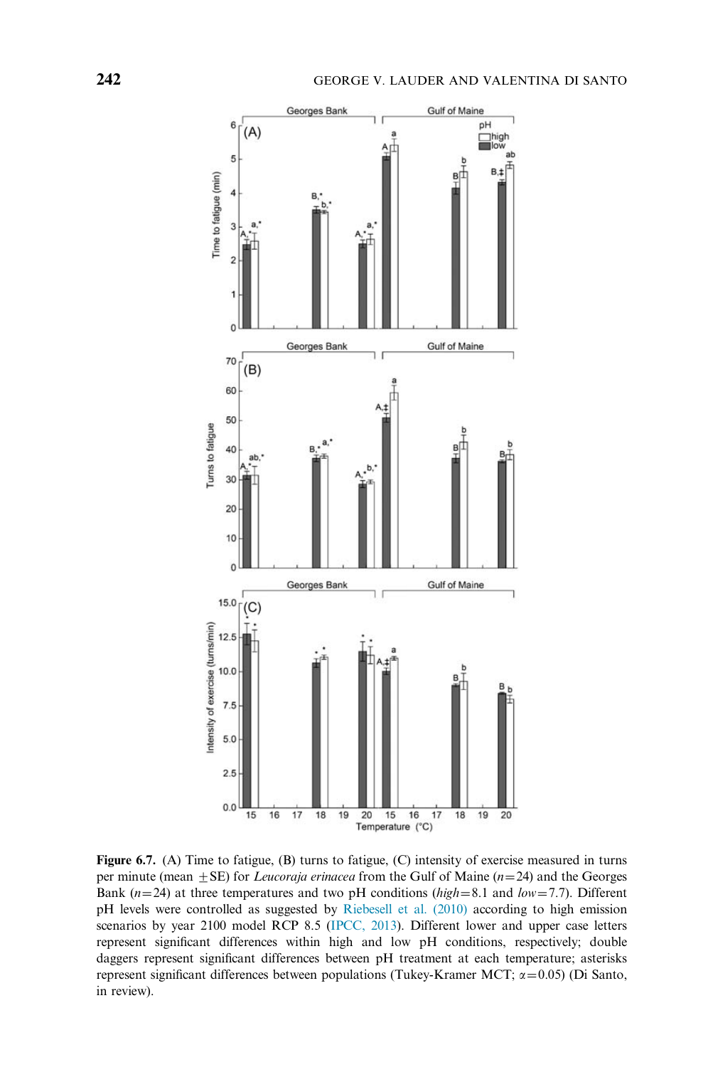Georges Bank

Gulf of Maine

(A)

pH

high

low

Time to fatigue (min)

0 1 2 3 4 5 6

A,* a,* B,* b,* A,* a,* A a B b B,‡ ab

Georges Bank

Gulf of Maine

(B)

Turns to fatigue

0 10 20 30 40 50 60 70

A,* ab,* B,* a,* A,* b,* A,‡ a B b B b

Georges Bank

Gulf of Maine

(C)

Intensity of exercise (turns/min)

0.0 2.5 5.0 7.5 10.0 12.5 15.0

* * * * * * A,‡ a B b B b

15 16 17 18 19 20 15 16 17 18 19 20

Temperature (°C)

**Figure 6.7.** (A) Time to fatigue, (B) turns to fatigue, (C) intensity of exercise measured in turns per minute (mean $\pm$SE) for *Leucoraja erinacea* from the Gulf of Maine ($n$=24) and the Georges Bank ($n$=24) at three temperatures and two pH conditions (*high*=8.1 and *low*=7.7). Different pH levels were controlled as suggested by Riebesell et al. (2010) according to high emission scenarios by year 2100 model RCP 8.5 (IPCC, 2013). Different lower and upper case letters represent significant differences within high and low pH conditions, respectively; double daggers represent significant differences between pH treatment at each temperature; asterisks represent significant differences between populations (Tukey-Kramer MCT; $\alpha$=0.05) (Di Santo, in review).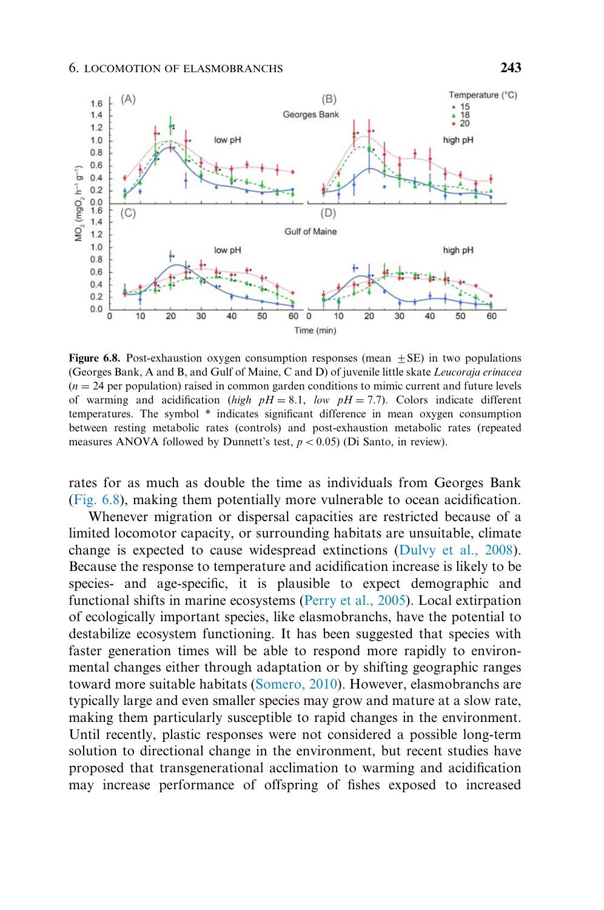(A)

(B)

Georges Bank

Temperature (°C)

• 15

▲ 18

• 20

low pH

high pH

(C)

(D)

Gulf of Maine

low pH

high pH

$MO_2$ ($mgO_2$ $h^{-1}$ $g^{-1}$)

1.6
1.4
1.2
1.0
0.8
0.6
0.4
0.2
0.0

0 10 20 30 40 50 60

Time (min)

**Figure 6.8.** Post-exhaustion oxygen consumption responses (mean $\pm$SE) in two populations (Georges Bank, A and B, and Gulf of Maine, C and D) of juvenile little skate *Leucoraja erinacea* ($n = 24$ per population) raised in common garden conditions to mimic current and future levels of warming and acidification (*high* $pH = 8.1$, *low* $pH = 7.7$). Colors indicate different temperatures. The symbol * indicates significant difference in mean oxygen consumption between resting metabolic rates (controls) and post-exhaustion metabolic rates (repeated measures ANOVA followed by Dunnett's test, $p < 0.05$) (Di Santo, in review).

rates for as much as double the time as individuals from Georges Bank (Fig. 6.8), making them potentially more vulnerable to ocean acidification.

Whenever migration or dispersal capacities are restricted because of a limited locomotor capacity, or surrounding habitats are unsuitable, climate change is expected to cause widespread extinctions (Dulvy et al., 2008). Because the response to temperature and acidification increase is likely to be species- and age-specific, it is plausible to expect demographic and functional shifts in marine ecosystems (Perry et al., 2005). Local extirpation of ecologically important species, like elasmobranchs, have the potential to destabilize ecosystem functioning. It has been suggested that species with faster generation times will be able to respond more rapidly to environmental changes either through adaptation or by shifting geographic ranges toward more suitable habitats (Somero, 2010). However, elasmobranchs are typically large and even smaller species may grow and mature at a slow rate, making them particularly susceptible to rapid changes in the environment. Until recently, plastic responses were not considered a possible long-term solution to directional change in the environment, but recent studies have proposed that transgenerational acclimation to warming and acidification may increase performance of offspring of fishes exposed to increased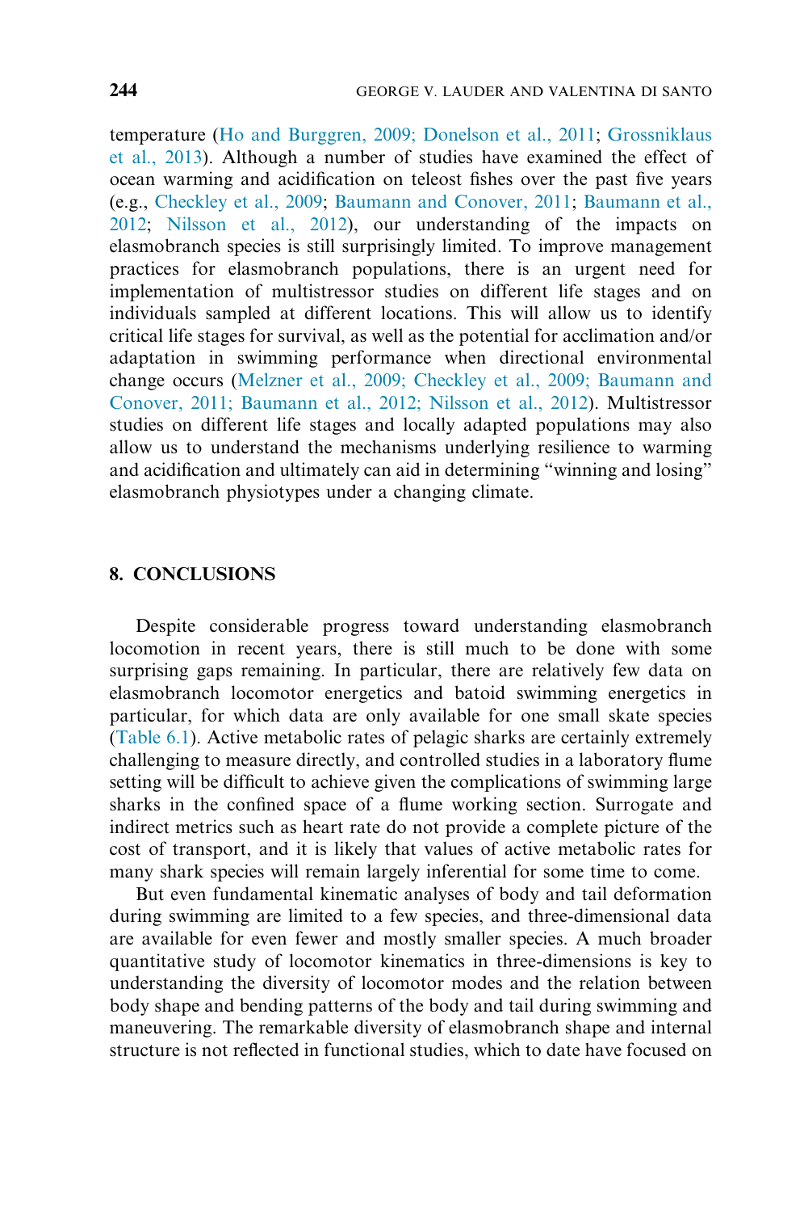temperature (Ho and Burggren, 2009; Donelson et al., 2011; Grossniklaus et al., 2013). Although a number of studies have examined the effect of ocean warming and acidification on teleost fishes over the past five years (e.g., Checkley et al., 2009; Baumann and Conover, 2011; Baumann et al., 2012; Nilsson et al., 2012), our understanding of the impacts on elasmobranch species is still surprisingly limited. To improve management practices for elasmobranch populations, there is an urgent need for implementation of multistressor studies on different life stages and on individuals sampled at different locations. This will allow us to identify critical life stages for survival, as well as the potential for acclimation and/or adaptation in swimming performance when directional environmental change occurs (Melzner et al., 2009; Checkley et al., 2009; Baumann and Conover, 2011; Baumann et al., 2012; Nilsson et al., 2012). Multistressor studies on different life stages and locally adapted populations may also allow us to understand the mechanisms underlying resilience to warming and acidification and ultimately can aid in determining "winning and losing" elasmobranch physiotypes under a changing climate.

## 8. CONCLUSIONS

Despite considerable progress toward understanding elasmobranch locomotion in recent years, there is still much to be done with some surprising gaps remaining. In particular, there are relatively few data on elasmobranch locomotor energetics and batoid swimming energetics in particular, for which data are only available for one small skate species (Table 6.1). Active metabolic rates of pelagic sharks are certainly extremely challenging to measure directly, and controlled studies in a laboratory flume setting will be difficult to achieve given the complications of swimming large sharks in the confined space of a flume working section. Surrogate and indirect metrics such as heart rate do not provide a complete picture of the cost of transport, and it is likely that values of active metabolic rates for many shark species will remain largely inferential for some time to come.

But even fundamental kinematic analyses of body and tail deformation during swimming are limited to a few species, and three-dimensional data are available for even fewer and mostly smaller species. A much broader quantitative study of locomotor kinematics in three-dimensions is key to understanding the diversity of locomotor modes and the relation between body shape and bending patterns of the body and tail during swimming and maneuvering. The remarkable diversity of elasmobranch shape and internal structure is not reflected in functional studies, which to date have focused on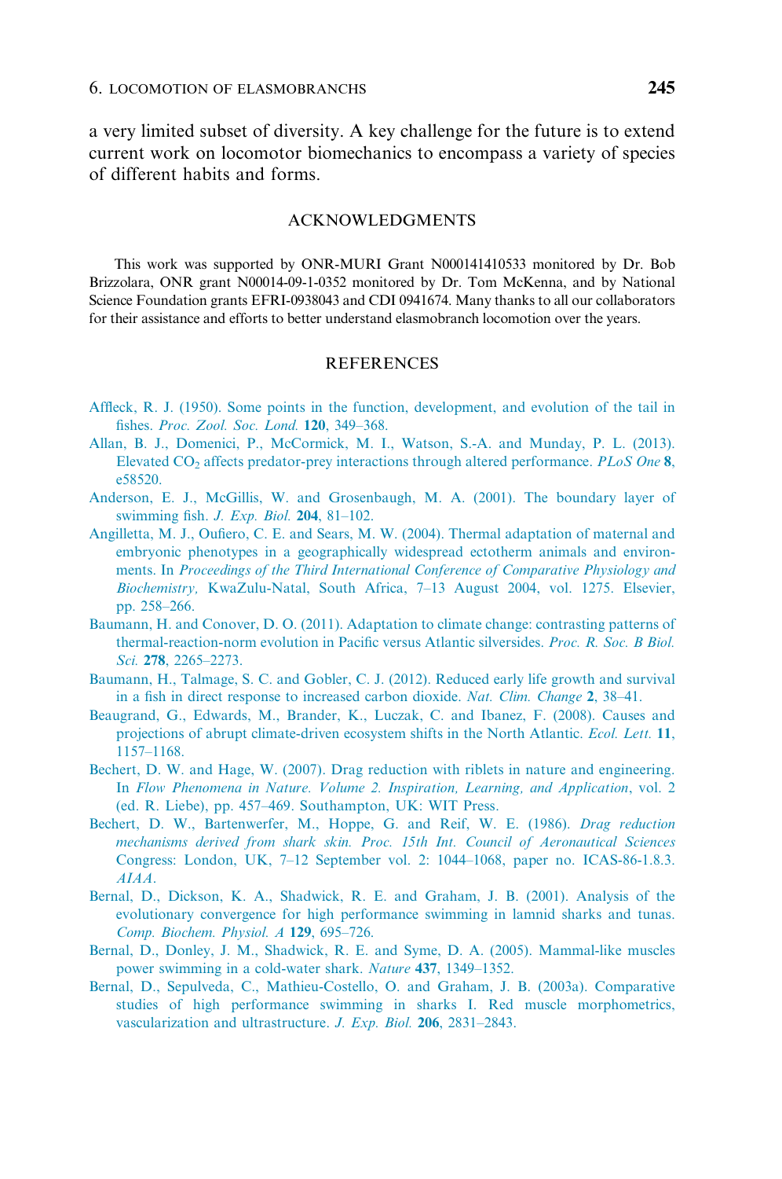a very limited subset of diversity. A key challenge for the future is to extend current work on locomotor biomechanics to encompass a variety of species of different habits and forms.

## ACKNOWLEDGMENTS

This work was supported by ONR-MURI Grant N000141410533 monitored by Dr. Bob Brizzolara, ONR grant N00014-09-1-0352 monitored by Dr. Tom McKenna, and by National Science Foundation grants EFRI-0938043 and CDI 0941674. Many thanks to all our collaborators for their assistance and efforts to better understand elasmobranch locomotion over the years.

## REFERENCES

Affleck, R. J. (1950). Some points in the function, development, and evolution of the tail in fishes. *Proc. Zool. Soc. Lond.* **120**, 349–368.

Allan, B. J., Domenici, P., McCormick, M. I., Watson, S.-A. and Munday, P. L. (2013). Elevated $CO_2$ affects predator-prey interactions through altered performance. *PLoS One* **8**, e58520.

Anderson, E. J., McGillis, W. and Grosenbaugh, M. A. (2001). The boundary layer of swimming fish. *J. Exp. Biol.* **204**, 81–102.

Angilletta, M. J., Oufiero, C. E. and Sears, M. W. (2004). Thermal adaptation of maternal and embryonic phenotypes in a geographically widespread ectotherm animals and environments. In *Proceedings of the Third International Conference of Comparative Physiology and Biochemistry,* KwaZulu-Natal, South Africa, 7–13 August 2004, vol. 1275. Elsevier, pp. 258–266.

Baumann, H. and Conover, D. O. (2011). Adaptation to climate change: contrasting patterns of thermal-reaction-norm evolution in Pacific versus Atlantic silversides. *Proc. R. Soc. B Biol. Sci.* **278**, 2265–2273.

Baumann, H., Talmage, S. C. and Gobler, C. J. (2012). Reduced early life growth and survival in a fish in direct response to increased carbon dioxide. *Nat. Clim. Change* **2**, 38–41.

Beaugrand, G., Edwards, M., Brander, K., Luczak, C. and Ibanez, F. (2008). Causes and projections of abrupt climate-driven ecosystem shifts in the North Atlantic. *Ecol. Lett.* **11**, 1157–1168.

Bechert, D. W. and Hage, W. (2007). Drag reduction with riblets in nature and engineering. In *Flow Phenomena in Nature. Volume 2. Inspiration, Learning, and Application*, vol. 2 (ed. R. Liebe), pp. 457–469. Southampton, UK: WIT Press.

Bechert, D. W., Bartenwerfer, M., Hoppe, G. and Reif, W. E. (1986). *Drag reduction mechanisms derived from shark skin. Proc. 15th Int. Council of Aeronautical Sciences* Congress: London, UK, 7–12 September vol. 2: 1044–1068, paper no. ICAS-86-1.8.3. *AIAA*.

Bernal, D., Dickson, K. A., Shadwick, R. E. and Graham, J. B. (2001). Analysis of the evolutionary convergence for high performance swimming in lamnid sharks and tunas. *Comp. Biochem. Physiol. A* **129**, 695–726.

Bernal, D., Donley, J. M., Shadwick, R. E. and Syme, D. A. (2005). Mammal-like muscles power swimming in a cold-water shark. *Nature* **437**, 1349–1352.

Bernal, D., Sepulveda, C., Mathieu-Costello, O. and Graham, J. B. (2003a). Comparative studies of high performance swimming in sharks I. Red muscle morphometrics, vascularization and ultrastructure. *J. Exp. Biol.* **206**, 2831–2843.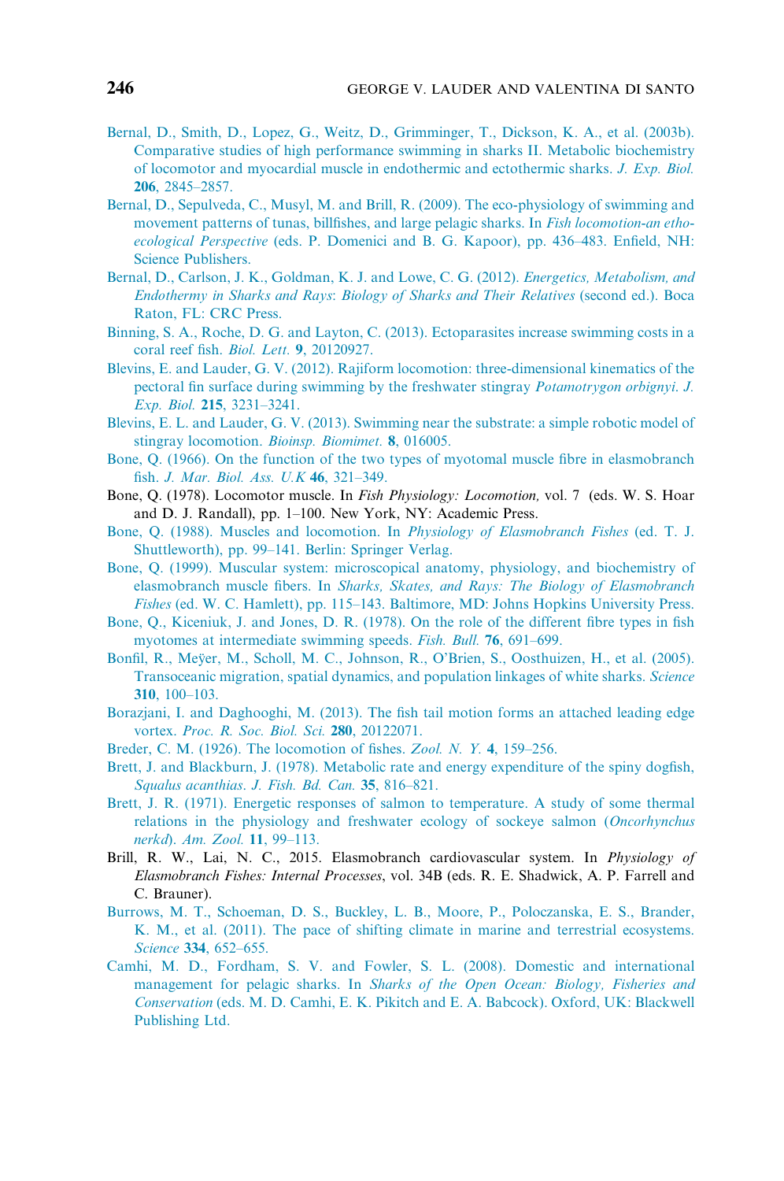Bernal, D., Smith, D., Lopez, G., Weitz, D., Grimminger, T., Dickson, K. A., et al. (2003b). Comparative studies of high performance swimming in sharks II. Metabolic biochemistry of locomotor and myocardial muscle in endothermic and ectothermic sharks. *J. Exp. Biol.* **206**, 2845–2857.

Bernal, D., Sepulveda, C., Musyl, M. and Brill, R. (2009). The eco-physiology of swimming and movement patterns of tunas, billfishes, and large pelagic sharks. In *Fish locomotion-an etho-ecological Perspective* (eds. P. Domenici and B. G. Kapoor), pp. 436–483. Enfield, NH: Science Publishers.

Bernal, D., Carlson, J. K., Goldman, K. J. and Lowe, C. G. (2012). *Energetics, Metabolism, and Endothermy in Sharks and Rays*: *Biology of Sharks and Their Relatives* (second ed.). Boca Raton, FL: CRC Press.

Binning, S. A., Roche, D. G. and Layton, C. (2013). Ectoparasites increase swimming costs in a coral reef fish. *Biol. Lett.* **9**, 20120927.

Blevins, E. and Lauder, G. V. (2012). Rajiform locomotion: three-dimensional kinematics of the pectoral fin surface during swimming by the freshwater stingray *Potamotrygon orbignyi*. *J. Exp. Biol.* **215**, 3231–3241.

Blevins, E. L. and Lauder, G. V. (2013). Swimming near the substrate: a simple robotic model of stingray locomotion. *Bioinsp. Biomimet.* **8**, 016005.

Bone, Q. (1966). On the function of the two types of myotomal muscle fibre in elasmobranch fish. *J. Mar. Biol. Ass. U.K* **46**, 321–349.

Bone, Q. (1978). Locomotor muscle. In *Fish Physiology: Locomotion,* vol. 7 (eds. W. S. Hoar and D. J. Randall), pp. 1–100. New York, NY: Academic Press.

Bone, Q. (1988). Muscles and locomotion. In *Physiology of Elasmobranch Fishes* (ed. T. J. Shuttleworth), pp. 99–141. Berlin: Springer Verlag.

Bone, Q. (1999). Muscular system: microscopical anatomy, physiology, and biochemistry of elasmobranch muscle fibers. In *Sharks, Skates, and Rays: The Biology of Elasmobranch Fishes* (ed. W. C. Hamlett), pp. 115–143. Baltimore, MD: Johns Hopkins University Press.

Bone, Q., Kiceniuk, J. and Jones, D. R. (1978). On the role of the different fibre types in fish myotomes at intermediate swimming speeds. *Fish. Bull.* **76**, 691–699.

Bonfil, R., Meÿer, M., Scholl, M. C., Johnson, R., O'Brien, S., Oosthuizen, H., et al. (2005). Transoceanic migration, spatial dynamics, and population linkages of white sharks. *Science* **310**, 100–103.

Borazjani, I. and Daghooghi, M. (2013). The fish tail motion forms an attached leading edge vortex. *Proc. R. Soc. Biol. Sci.* **280**, 20122071.

Breder, C. M. (1926). The locomotion of fishes. *Zool. N. Y.* **4**, 159–256.

Brett, J. and Blackburn, J. (1978). Metabolic rate and energy expenditure of the spiny dogfish, *Squalus acanthias*. *J. Fish. Bd. Can.* **35**, 816–821.

Brett, J. R. (1971). Energetic responses of salmon to temperature. A study of some thermal relations in the physiology and freshwater ecology of sockeye salmon (*Oncorhynchus nerkd*). *Am. Zool.* **11**, 99–113.

Brill, R. W., Lai, N. C., 2015. Elasmobranch cardiovascular system. In *Physiology of Elasmobranch Fishes: Internal Processes*, vol. 34B (eds. R. E. Shadwick, A. P. Farrell and C. Brauner).

Burrows, M. T., Schoeman, D. S., Buckley, L. B., Moore, P., Poloczanska, E. S., Brander, K. M., et al. (2011). The pace of shifting climate in marine and terrestrial ecosystems. *Science* **334**, 652–655.

Camhi, M. D., Fordham, S. V. and Fowler, S. L. (2008). Domestic and international management for pelagic sharks. In *Sharks of the Open Ocean: Biology, Fisheries and Conservation* (eds. M. D. Camhi, E. K. Pikitch and E. A. Babcock). Oxford, UK: Blackwell Publishing Ltd.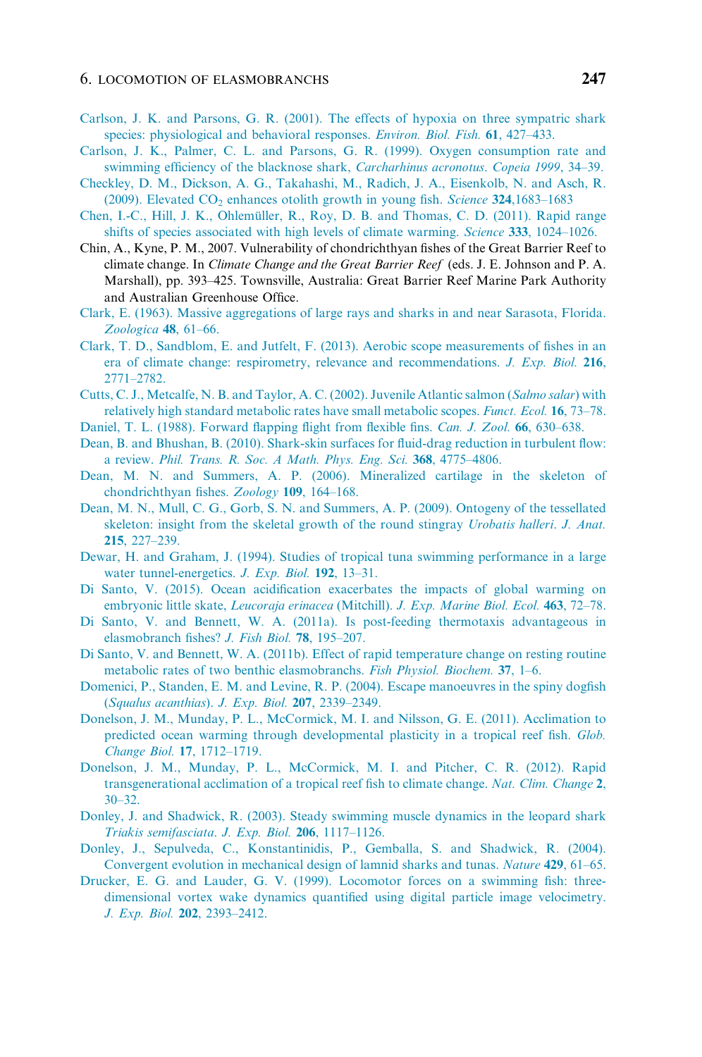Carlson, J. K. and Parsons, G. R. (2001). The effects of hypoxia on three sympatric shark species: physiological and behavioral responses. *Environ. Biol. Fish.* **61**, 427–433.

Carlson, J. K., Palmer, C. L. and Parsons, G. R. (1999). Oxygen consumption rate and swimming efficiency of the blacknose shark, *Carcharhinus acronotus*. *Copeia 1999*, 34–39.

Checkley, D. M., Dickson, A. G., Takahashi, M., Radich, J. A., Eisenkolb, N. and Asch, R. (2009). Elevated $CO_2$ enhances otolith growth in young fish. *Science* **324**,1683–1683

Chen, I.-C., Hill, J. K., Ohlemüller, R., Roy, D. B. and Thomas, C. D. (2011). Rapid range shifts of species associated with high levels of climate warming. *Science* **333**, 1024–1026.

Chin, A., Kyne, P. M., 2007. Vulnerability of chondrichthyan fishes of the Great Barrier Reef to climate change. In *Climate Change and the Great Barrier Reef* (eds. J. E. Johnson and P. A. Marshall), pp. 393–425. Townsville, Australia: Great Barrier Reef Marine Park Authority and Australian Greenhouse Office.

Clark, E. (1963). Massive aggregations of large rays and sharks in and near Sarasota, Florida. *Zoologica* **48**, 61–66.

Clark, T. D., Sandblom, E. and Jutfelt, F. (2013). Aerobic scope measurements of fishes in an era of climate change: respirometry, relevance and recommendations. *J. Exp. Biol.* **216**, 2771–2782.

Cutts, C. J., Metcalfe, N. B. and Taylor, A. C. (2002). Juvenile Atlantic salmon (*Salmo salar*) with relatively high standard metabolic rates have small metabolic scopes. *Funct. Ecol.* **16**, 73–78.

Daniel, T. L. (1988). Forward flapping flight from flexible fins. *Can. J. Zool.* **66**, 630–638.

Dean, B. and Bhushan, B. (2010). Shark-skin surfaces for fluid-drag reduction in turbulent flow: a review. *Phil. Trans. R. Soc. A Math. Phys. Eng. Sci.* **368**, 4775–4806.

Dean, M. N. and Summers, A. P. (2006). Mineralized cartilage in the skeleton of chondrichthyan fishes. *Zoology* **109**, 164–168.

Dean, M. N., Mull, C. G., Gorb, S. N. and Summers, A. P. (2009). Ontogeny of the tessellated skeleton: insight from the skeletal growth of the round stingray *Urobatis halleri*. *J. Anat.* **215**, 227–239.

Dewar, H. and Graham, J. (1994). Studies of tropical tuna swimming performance in a large water tunnel-energetics. *J. Exp. Biol.* **192**, 13–31.

Di Santo, V. (2015). Ocean acidification exacerbates the impacts of global warming on embryonic little skate, *Leucoraja erinacea* (Mitchill). *J. Exp. Marine Biol. Ecol.* **463**, 72–78.

Di Santo, V. and Bennett, W. A. (2011a). Is post-feeding thermotaxis advantageous in elasmobranch fishes? *J. Fish Biol.* **78**, 195–207.

Di Santo, V. and Bennett, W. A. (2011b). Effect of rapid temperature change on resting routine metabolic rates of two benthic elasmobranchs. *Fish Physiol. Biochem.* **37**, 1–6.

Domenici, P., Standen, E. M. and Levine, R. P. (2004). Escape manoeuvres in the spiny dogfish (*Squalus acanthias*). *J. Exp. Biol.* **207**, 2339–2349.

Donelson, J. M., Munday, P. L., McCormick, M. I. and Nilsson, G. E. (2011). Acclimation to predicted ocean warming through developmental plasticity in a tropical reef fish. *Glob. Change Biol.* **17**, 1712–1719.

Donelson, J. M., Munday, P. L., McCormick, M. I. and Pitcher, C. R. (2012). Rapid transgenerational acclimation of a tropical reef fish to climate change. *Nat. Clim. Change* **2**, 30–32.

Donley, J. and Shadwick, R. (2003). Steady swimming muscle dynamics in the leopard shark *Triakis semifasciata*. *J. Exp. Biol.* **206**, 1117–1126.

Donley, J., Sepulveda, C., Konstantinidis, P., Gemballa, S. and Shadwick, R. (2004). Convergent evolution in mechanical design of lamnid sharks and tunas. *Nature* **429**, 61–65.

Drucker, E. G. and Lauder, G. V. (1999). Locomotor forces on a swimming fish: three-dimensional vortex wake dynamics quantified using digital particle image velocimetry. *J. Exp. Biol.* **202**, 2393–2412.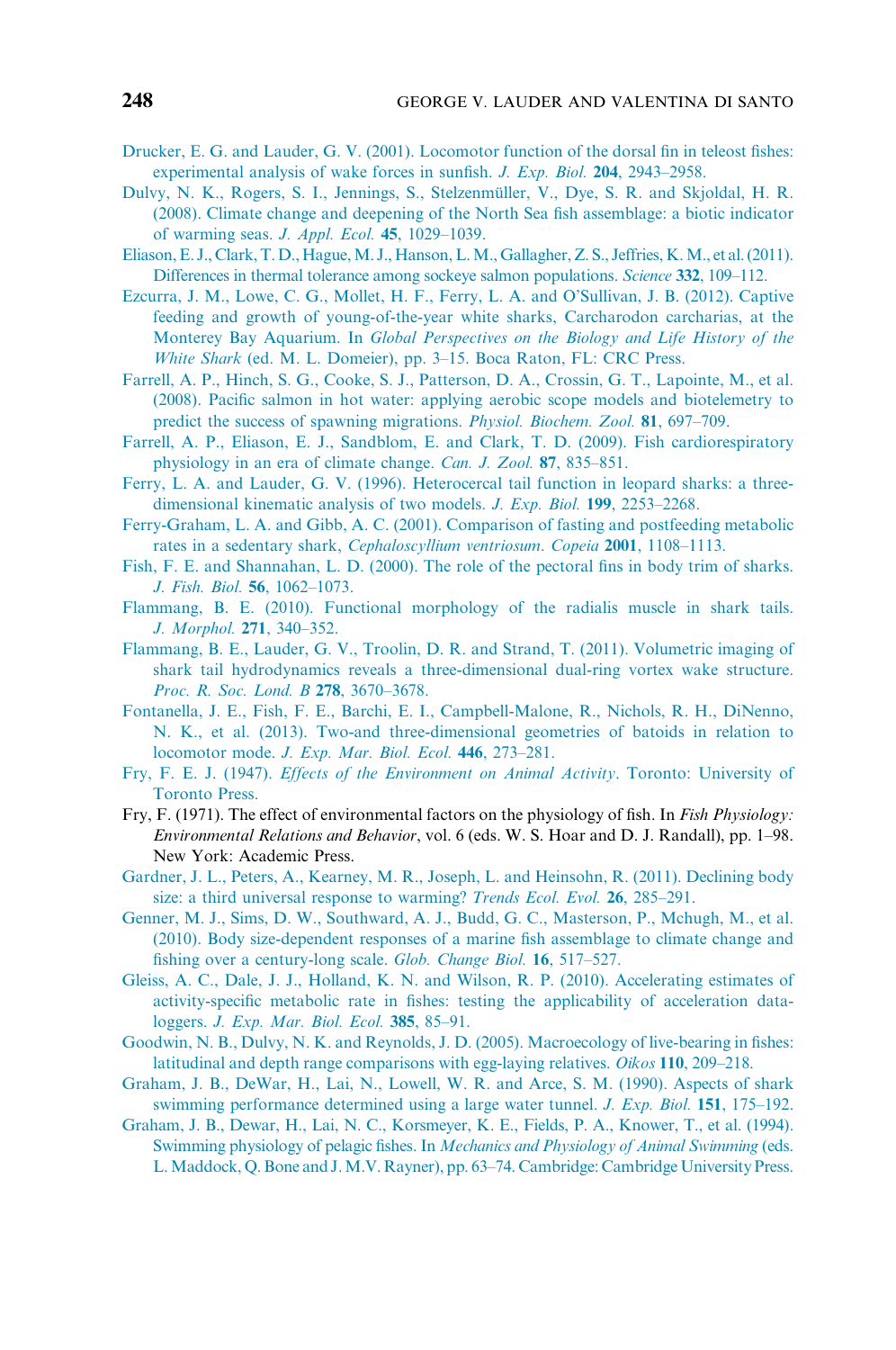Drucker, E. G. and Lauder, G. V. (2001). Locomotor function of the dorsal fin in teleost fishes: experimental analysis of wake forces in sunfish. *J. Exp. Biol.* **204**, 2943–2958.

Dulvy, N. K., Rogers, S. I., Jennings, S., Stelzenmüller, V., Dye, S. R. and Skjoldal, H. R. (2008). Climate change and deepening of the North Sea fish assemblage: a biotic indicator of warming seas. *J. Appl. Ecol.* **45**, 1029–1039.

Eliason, E. J., Clark, T. D., Hague, M. J., Hanson, L. M., Gallagher, Z. S., Jeffries, K. M., et al. (2011). Differences in thermal tolerance among sockeye salmon populations. *Science* **332**, 109–112.

Ezcurra, J. M., Lowe, C. G., Mollet, H. F., Ferry, L. A. and O'Sullivan, J. B. (2012). Captive feeding and growth of young-of-the-year white sharks, Carcharodon carcharias, at the Monterey Bay Aquarium. In *Global Perspectives on the Biology and Life History of the White Shark* (ed. M. L. Domeier), pp. 3–15. Boca Raton, FL: CRC Press.

Farrell, A. P., Hinch, S. G., Cooke, S. J., Patterson, D. A., Crossin, G. T., Lapointe, M., et al. (2008). Pacific salmon in hot water: applying aerobic scope models and biotelemetry to predict the success of spawning migrations. *Physiol. Biochem. Zool.* **81**, 697–709.

Farrell, A. P., Eliason, E. J., Sandblom, E. and Clark, T. D. (2009). Fish cardiorespiratory physiology in an era of climate change. *Can. J. Zool.* **87**, 835–851.

Ferry, L. A. and Lauder, G. V. (1996). Heterocercal tail function in leopard sharks: a three-dimensional kinematic analysis of two models. *J. Exp. Biol.* **199**, 2253–2268.

Ferry-Graham, L. A. and Gibb, A. C. (2001). Comparison of fasting and postfeeding metabolic rates in a sedentary shark, *Cephaloscyllium ventriosum*. *Copeia* **2001**, 1108–1113.

Fish, F. E. and Shannahan, L. D. (2000). The role of the pectoral fins in body trim of sharks. *J. Fish. Biol.* **56**, 1062–1073.

Flammang, B. E. (2010). Functional morphology of the radialis muscle in shark tails. *J. Morphol.* **271**, 340–352.

Flammang, B. E., Lauder, G. V., Troolin, D. R. and Strand, T. (2011). Volumetric imaging of shark tail hydrodynamics reveals a three-dimensional dual-ring vortex wake structure. *Proc. R. Soc. Lond. B* **278**, 3670–3678.

Fontanella, J. E., Fish, F. E., Barchi, E. I., Campbell-Malone, R., Nichols, R. H., DiNenno, N. K., et al. (2013). Two-and three-dimensional geometries of batoids in relation to locomotor mode. *J. Exp. Mar. Biol. Ecol.* **446**, 273–281.

Fry, F. E. J. (1947). *Effects of the Environment on Animal Activity*. Toronto: University of Toronto Press.

Fry, F. (1971). The effect of environmental factors on the physiology of fish. In *Fish Physiology: Environmental Relations and Behavior*, vol. 6 (eds. W. S. Hoar and D. J. Randall), pp. 1–98. New York: Academic Press.

Gardner, J. L., Peters, A., Kearney, M. R., Joseph, L. and Heinsohn, R. (2011). Declining body size: a third universal response to warming? *Trends Ecol. Evol.* **26**, 285–291.

Genner, M. J., Sims, D. W., Southward, A. J., Budd, G. C., Masterson, P., Mchugh, M., et al. (2010). Body size-dependent responses of a marine fish assemblage to climate change and fishing over a century-long scale. *Glob. Change Biol.* **16**, 517–527.

Gleiss, A. C., Dale, J. J., Holland, K. N. and Wilson, R. P. (2010). Accelerating estimates of activity-specific metabolic rate in fishes: testing the applicability of acceleration data-loggers. *J. Exp. Mar. Biol. Ecol.* **385**, 85–91.

Goodwin, N. B., Dulvy, N. K. and Reynolds, J. D. (2005). Macroecology of live-bearing in fishes: latitudinal and depth range comparisons with egg-laying relatives. *Oikos* **110**, 209–218.

Graham, J. B., DeWar, H., Lai, N., Lowell, W. R. and Arce, S. M. (1990). Aspects of shark swimming performance determined using a large water tunnel. *J. Exp. Biol.* **151**, 175–192.

Graham, J. B., Dewar, H., Lai, N. C., Korsmeyer, K. E., Fields, P. A., Knower, T., et al. (1994). Swimming physiology of pelagic fishes. In *Mechanics and Physiology of Animal Swimming* (eds. L. Maddock, Q. Bone and J. M.V. Rayner), pp. 63–74. Cambridge: Cambridge University Press.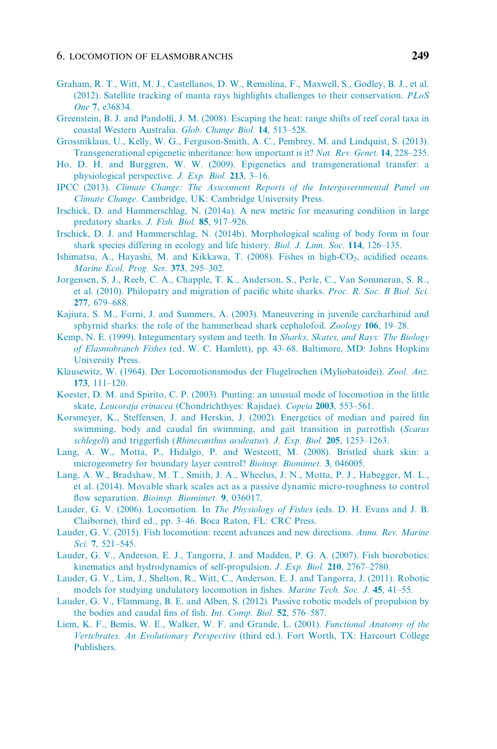Graham, R. T., Witt, M. J., Castellanos, D. W., Remolina, F., Maxwell, S., Godley, B. J., et al. (2012). Satellite tracking of manta rays highlights challenges to their conservation. *PLoS One* **7**, e36834.

Greenstein, B. J. and Pandolfi, J. M. (2008). Escaping the heat: range shifts of reef coral taxa in coastal Western Australia. *Glob. Change Biol.* **14**, 513–528.

Grossniklaus, U., Kelly, W. G., Ferguson-Smith, A. C., Pembrey, M. and Lindquist, S. (2013). Transgenerational epigenetic inheritance: how important is it? *Nat. Rev. Genet.* **14**, 228–235.

Ho, D. H. and Burggren, W. W. (2009). Epigenetics and transgenerational transfer: a physiological perspective. *J. Exp. Biol.* **213**, 3–16.

IPCC (2013). *Climate Change: The Assessment Reports of the Intergovernmental Panel on Climate Change*. Cambridge, UK: Cambridge University Press.

Irschick, D. and Hammerschlag, N. (2014a). A new metric for measuring condition in large predatory sharks. *J. Fish. Biol.* **85**, 917–926.

Irschick, D. J. and Hammerschlag, N. (2014b). Morphological scaling of body form in four shark species differing in ecology and life history. *Biol. J. Linn. Soc.* **114**, 126–135.

Ishimatsu, A., Hayashi, M. and Kikkawa, T. (2008). Fishes in high-$CO_2$, acidified oceans. *Marine Ecol. Prog. Ser.* **373**, 295–302.

Jorgensen, S. J., Reeb, C. A., Chapple, T. K., Anderson, S., Perle, C., Van Sommeran, S. R., et al. (2010). Philopatry and migration of pacific white sharks. *Proc. R. Soc. B Biol. Sci.* **277**, 679–688.

Kajiura, S. M., Forni, J. and Summers, A. (2003). Maneuvering in juvenile carcharhinid and sphyrnid sharks: the role of the hammerhead shark cephalofoil. *Zoology* **106**, 19–28.

Kemp, N. E. (1999). Integumentary system and teeth. In *Sharks, Skates, and Rays: The Biology of Elasmobranch Fishes* (ed. W. C. Hamlett), pp. 43–68. Baltimore, MD: Johns Hopkins University Press.

Klausewitz, W. (1964). Der Locomotionsmodus der Flugelrochen (Myliobatoidei). *Zool. Anz.* **173**, 111–120.

Koester, D. M. and Spirito, C. P. (2003). Punting: an unusual mode of locomotion in the little skate, *Leucoraja erinacea* (Chondrichthyes: Rajidae). *Copeia* **2003**, 553–561.

Korsmeyer, K., Steffensen, J. and Herskin, J. (2002). Energetics of median and paired fin swimming, body and caudal fin swimming, and gait transition in parrotfish (*Scarus schlegeli*) and triggerfish (*Rhinecanthus aculeatus*). *J. Exp. Biol.* **205**, 1253–1263.

Lang, A. W., Motta, P., Hidalgo, P. and Westcott, M. (2008). Bristled shark skin: a microgeometry for boundary layer control? *Bioinsp. Biomimet.* **3**, 046005.

Lang, A. W., Bradshaw, M. T., Smith, J. A., Wheelus, J. N., Motta, P. J., Habegger, M. L., et al. (2014). Movable shark scales act as a passive dynamic micro-roughness to control flow separation. *Bioinsp. Biomimet.* **9**, 036017.

Lauder, G. V. (2006). Locomotion. In *The Physiology of Fishes* (eds. D. H. Evans and J. B. Claiborne), third ed., pp. 3–46. Boca Raton, FL: CRC Press.

Lauder, G. V. (2015). Fish locomotion: recent advances and new directions. *Annu. Rev. Marine Sci.* **7**, 521–545.

Lauder, G. V., Anderson, E. J., Tangorra, J. and Madden, P. G. A. (2007). Fish biorobotics: kinematics and hydrodynamics of self-propulsion. *J. Exp. Biol.* **210**, 2767–2780.

Lauder, G. V., Lim, J., Shelton, R., Witt, C., Anderson, E. J. and Tangorra, J. (2011). Robotic models for studying undulatory locomotion in fishes. *Marine Tech. Soc. J.* **45**, 41–55.

Lauder, G. V., Flammang, B. E. and Alben, S. (2012). Passive robotic models of propulsion by the bodies and caudal fins of fish. *Int. Comp. Biol.* **52**, 576–587.

Liem, K. F., Bemis, W. E., Walker, W. F. and Grande, L. (2001). *Functional Anatomy of the Vertebrates. An Evolutionary Perspective* (third ed.). Fort Worth, TX: Harcourt College Publishers.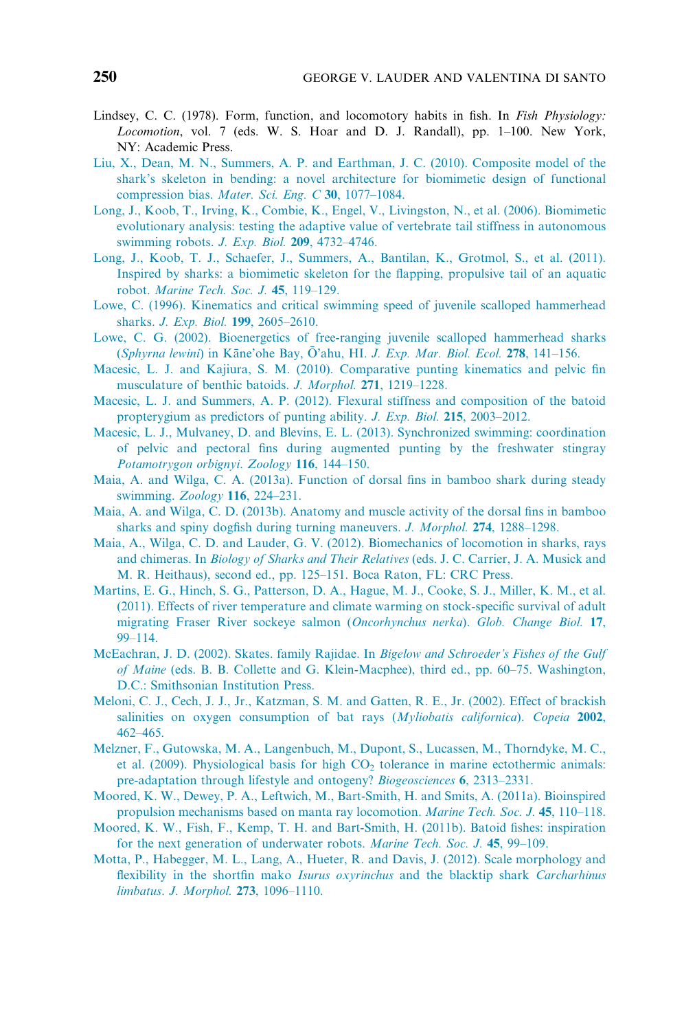Lindsey, C. C. (1978). Form, function, and locomotory habits in fish. In *Fish Physiology: Locomotion*, vol. 7 (eds. W. S. Hoar and D. J. Randall), pp. 1–100. New York, NY: Academic Press.

Liu, X., Dean, M. N., Summers, A. P. and Earthman, J. C. (2010). Composite model of the shark's skeleton in bending: a novel architecture for biomimetic design of functional compression bias. *Mater. Sci. Eng. C* **30**, 1077–1084.

Long, J., Koob, T., Irving, K., Combie, K., Engel, V., Livingston, N., et al. (2006). Biomimetic evolutionary analysis: testing the adaptive value of vertebrate tail stiffness in autonomous swimming robots. *J. Exp. Biol.* **209**, 4732–4746.

Long, J., Koob, T. J., Schaefer, J., Summers, A., Bantilan, K., Grotmol, S., et al. (2011). Inspired by sharks: a biomimetic skeleton for the flapping, propulsive tail of an aquatic robot. *Marine Tech. Soc. J.* **45**, 119–129.

Lowe, C. (1996). Kinematics and critical swimming speed of juvenile scalloped hammerhead sharks. *J. Exp. Biol.* **199**, 2605–2610.

Lowe, C. G. (2002). Bioenergetics of free-ranging juvenile scalloped hammerhead sharks (*Sphyrna lewini*) in Kāne'ohe Bay, Ō'ahu, HI. *J. Exp. Mar. Biol. Ecol.* **278**, 141–156.

Macesic, L. J. and Kajiura, S. M. (2010). Comparative punting kinematics and pelvic fin musculature of benthic batoids. *J. Morphol.* **271**, 1219–1228.

Macesic, L. J. and Summers, A. P. (2012). Flexural stiffness and composition of the batoid propterygium as predictors of punting ability. *J. Exp. Biol.* **215**, 2003–2012.

Macesic, L. J., Mulvaney, D. and Blevins, E. L. (2013). Synchronized swimming: coordination of pelvic and pectoral fins during augmented punting by the freshwater stingray *Potamotrygon orbignyi*. *Zoology* **116**, 144–150.

Maia, A. and Wilga, C. A. (2013a). Function of dorsal fins in bamboo shark during steady swimming. *Zoology* **116**, 224–231.

Maia, A. and Wilga, C. D. (2013b). Anatomy and muscle activity of the dorsal fins in bamboo sharks and spiny dogfish during turning maneuvers. *J. Morphol.* **274**, 1288–1298.

Maia, A., Wilga, C. D. and Lauder, G. V. (2012). Biomechanics of locomotion in sharks, rays and chimeras. In *Biology of Sharks and Their Relatives* (eds. J. C. Carrier, J. A. Musick and M. R. Heithaus), second ed., pp. 125–151. Boca Raton, FL: CRC Press.

Martins, E. G., Hinch, S. G., Patterson, D. A., Hague, M. J., Cooke, S. J., Miller, K. M., et al. (2011). Effects of river temperature and climate warming on stock-specific survival of adult migrating Fraser River sockeye salmon (*Oncorhynchus nerka*). *Glob. Change Biol.* **17**, 99–114.

McEachran, J. D. (2002). Skates. family Rajidae. In *Bigelow and Schroeder's Fishes of the Gulf of Maine* (eds. B. B. Collette and G. Klein-Macphee), third ed., pp. 60–75. Washington, D.C.: Smithsonian Institution Press.

Meloni, C. J., Cech, J. J., Jr., Katzman, S. M. and Gatten, R. E., Jr. (2002). Effect of brackish salinities on oxygen consumption of bat rays (*Myliobatis californica*). *Copeia* **2002**, 462–465.

Melzner, F., Gutowska, M. A., Langenbuch, M., Dupont, S., Lucassen, M., Thorndyke, M. C., et al. (2009). Physiological basis for high $CO_2$ tolerance in marine ectothermic animals: pre-adaptation through lifestyle and ontogeny? *Biogeosciences* **6**, 2313–2331.

Moored, K. W., Dewey, P. A., Leftwich, M., Bart-Smith, H. and Smits, A. (2011a). Bioinspired propulsion mechanisms based on manta ray locomotion. *Marine Tech. Soc. J.* **45**, 110–118.

Moored, K. W., Fish, F., Kemp, T. H. and Bart-Smith, H. (2011b). Batoid fishes: inspiration for the next generation of underwater robots. *Marine Tech. Soc. J.* **45**, 99–109.

Motta, P., Habegger, M. L., Lang, A., Hueter, R. and Davis, J. (2012). Scale morphology and flexibility in the shortfin mako *Isurus oxyrinchus* and the blacktip shark *Carcharhinus limbatus*. *J. Morphol.* **273**, 1096–1110.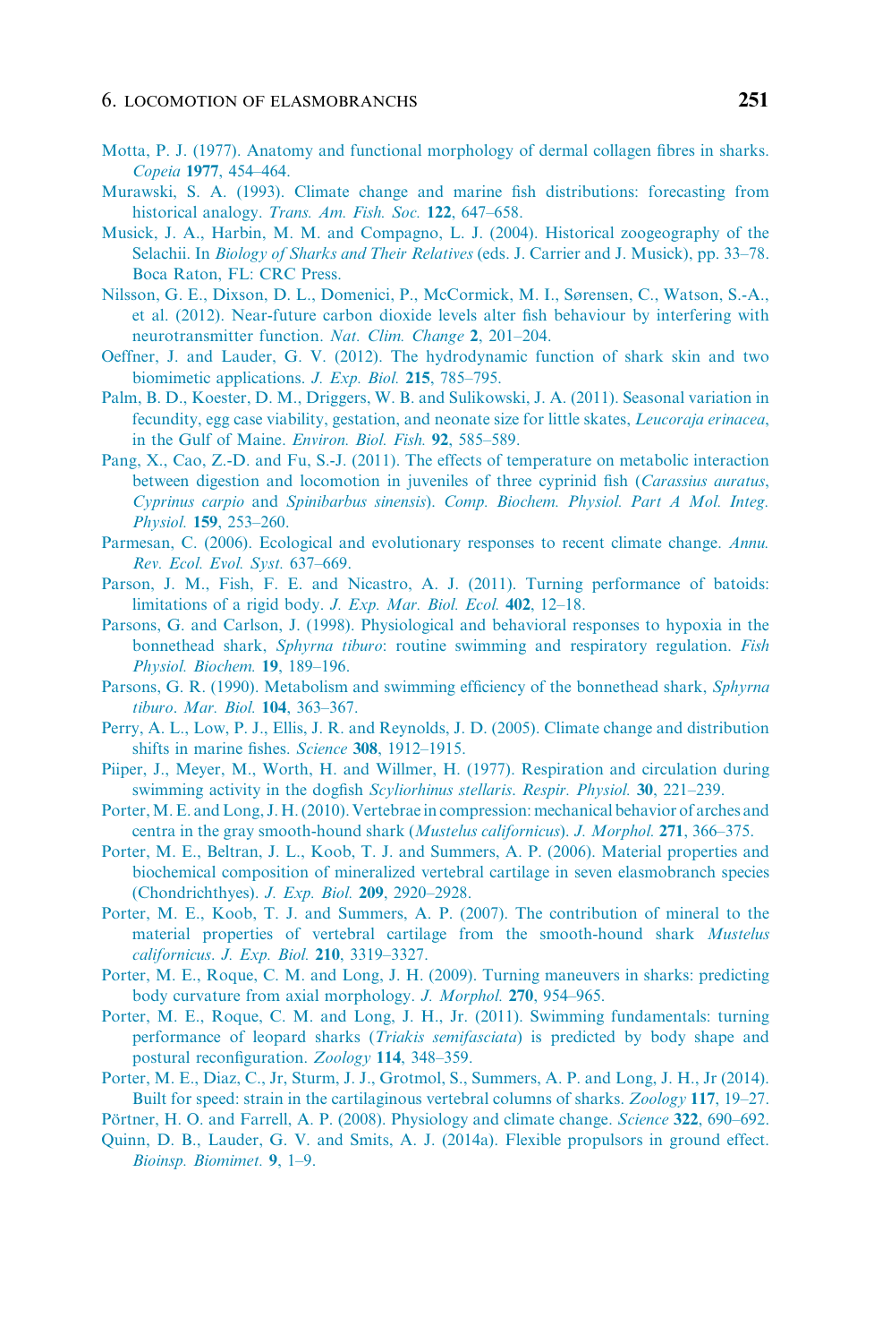Motta, P. J. (1977). Anatomy and functional morphology of dermal collagen fibres in sharks. *Copeia* **1977**, 454–464.

Murawski, S. A. (1993). Climate change and marine fish distributions: forecasting from historical analogy. *Trans. Am. Fish. Soc.* **122**, 647–658.

Musick, J. A., Harbin, M. M. and Compagno, L. J. (2004). Historical zoogeography of the Selachii. In *Biology of Sharks and Their Relatives* (eds. J. Carrier and J. Musick), pp. 33–78. Boca Raton, FL: CRC Press.

Nilsson, G. E., Dixson, D. L., Domenici, P., McCormick, M. I., Sørensen, C., Watson, S.-A., et al. (2012). Near-future carbon dioxide levels alter fish behaviour by interfering with neurotransmitter function. *Nat. Clim. Change* **2**, 201–204.

Oeffner, J. and Lauder, G. V. (2012). The hydrodynamic function of shark skin and two biomimetic applications. *J. Exp. Biol.* **215**, 785–795.

Palm, B. D., Koester, D. M., Driggers, W. B. and Sulikowski, J. A. (2011). Seasonal variation in fecundity, egg case viability, gestation, and neonate size for little skates, *Leucoraja erinacea*, in the Gulf of Maine. *Environ. Biol. Fish.* **92**, 585–589.

Pang, X., Cao, Z.-D. and Fu, S.-J. (2011). The effects of temperature on metabolic interaction between digestion and locomotion in juveniles of three cyprinid fish (*Carassius auratus*, *Cyprinus carpio* and *Spinibarbus sinensis*). *Comp. Biochem. Physiol. Part A Mol. Integ. Physiol.* **159**, 253–260.

Parmesan, C. (2006). Ecological and evolutionary responses to recent climate change. *Annu. Rev. Ecol. Evol. Syst.* 637–669.

Parson, J. M., Fish, F. E. and Nicastro, A. J. (2011). Turning performance of batoids: limitations of a rigid body. *J. Exp. Mar. Biol. Ecol.* **402**, 12–18.

Parsons, G. and Carlson, J. (1998). Physiological and behavioral responses to hypoxia in the bonnethead shark, *Sphyrna tiburo*: routine swimming and respiratory regulation. *Fish Physiol. Biochem.* **19**, 189–196.

Parsons, G. R. (1990). Metabolism and swimming efficiency of the bonnethead shark, *Sphyrna tiburo*. *Mar. Biol.* **104**, 363–367.

Perry, A. L., Low, P. J., Ellis, J. R. and Reynolds, J. D. (2005). Climate change and distribution shifts in marine fishes. *Science* **308**, 1912–1915.

Piiper, J., Meyer, M., Worth, H. and Willmer, H. (1977). Respiration and circulation during swimming activity in the dogfish *Scyliorhinus stellaris*. *Respir. Physiol.* **30**, 221–239.

Porter, M. E. and Long, J. H. (2010). Vertebrae in compression: mechanical behavior of arches and centra in the gray smooth-hound shark (*Mustelus californicus*). *J. Morphol.* **271**, 366–375.

Porter, M. E., Beltran, J. L., Koob, T. J. and Summers, A. P. (2006). Material properties and biochemical composition of mineralized vertebral cartilage in seven elasmobranch species (Chondrichthyes). *J. Exp. Biol.* **209**, 2920–2928.

Porter, M. E., Koob, T. J. and Summers, A. P. (2007). The contribution of mineral to the material properties of vertebral cartilage from the smooth-hound shark *Mustelus californicus*. *J. Exp. Biol.* **210**, 3319–3327.

Porter, M. E., Roque, C. M. and Long, J. H. (2009). Turning maneuvers in sharks: predicting body curvature from axial morphology. *J. Morphol.* **270**, 954–965.

Porter, M. E., Roque, C. M. and Long, J. H., Jr. (2011). Swimming fundamentals: turning performance of leopard sharks (*Triakis semifasciata*) is predicted by body shape and postural reconfiguration. *Zoology* **114**, 348–359.

Porter, M. E., Diaz, C., Jr, Sturm, J. J., Grotmol, S., Summers, A. P. and Long, J. H., Jr (2014). Built for speed: strain in the cartilaginous vertebral columns of sharks. *Zoology* **117**, 19–27.

Pörtner, H. O. and Farrell, A. P. (2008). Physiology and climate change. *Science* **322**, 690–692.

Quinn, D. B., Lauder, G. V. and Smits, A. J. (2014a). Flexible propulsors in ground effect. *Bioinsp. Biomimet.* **9**, 1–9.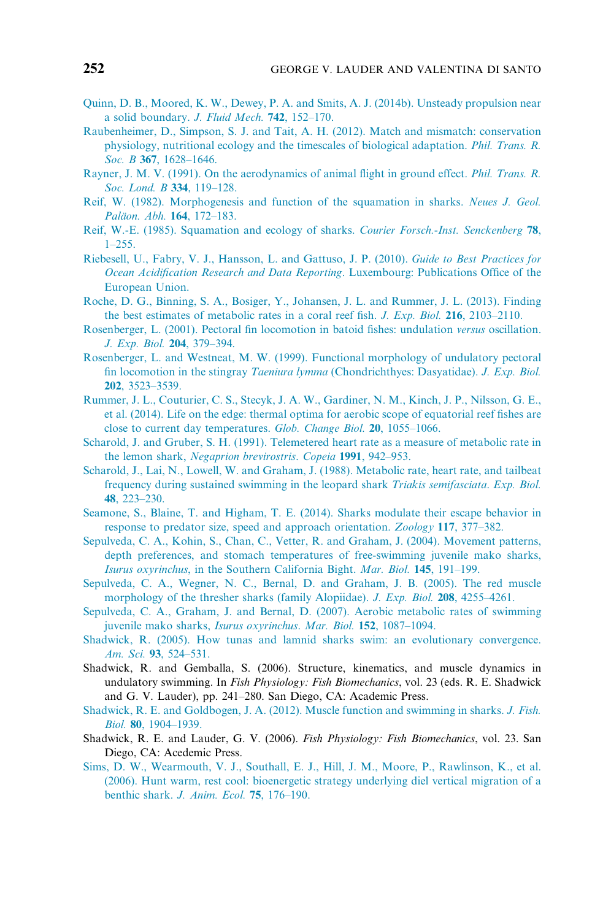Quinn, D. B., Moored, K. W., Dewey, P. A. and Smits, A. J. (2014b). Unsteady propulsion near a solid boundary. *J. Fluid Mech.* **742**, 152–170.

Raubenheimer, D., Simpson, S. J. and Tait, A. H. (2012). Match and mismatch: conservation physiology, nutritional ecology and the timescales of biological adaptation. *Phil. Trans. R. Soc. B* **367**, 1628–1646.

Rayner, J. M. V. (1991). On the aerodynamics of animal flight in ground effect. *Phil. Trans. R. Soc. Lond. B* **334**, 119–128.

Reif, W. (1982). Morphogenesis and function of the squamation in sharks. *Neues J. Geol. Paläon. Abh.* **164**, 172–183.

Reif, W.-E. (1985). Squamation and ecology of sharks. *Courier Forsch.-Inst. Senckenberg* **78**, 1–255.

Riebesell, U., Fabry, V. J., Hansson, L. and Gattuso, J. P. (2010). *Guide to Best Practices for Ocean Acidification Research and Data Reporting*. Luxembourg: Publications Office of the European Union.

Roche, D. G., Binning, S. A., Bosiger, Y., Johansen, J. L. and Rummer, J. L. (2013). Finding the best estimates of metabolic rates in a coral reef fish. *J. Exp. Biol.* **216**, 2103–2110.

Rosenberger, L. (2001). Pectoral fin locomotion in batoid fishes: undulation *versus* oscillation. *J. Exp. Biol.* **204**, 379–394.

Rosenberger, L. and Westneat, M. W. (1999). Functional morphology of undulatory pectoral fin locomotion in the stingray *Taeniura lymma* (Chondrichthyes: Dasyatidae). *J. Exp. Biol.* **202**, 3523–3539.

Rummer, J. L., Couturier, C. S., Stecyk, J. A. W., Gardiner, N. M., Kinch, J. P., Nilsson, G. E., et al. (2014). Life on the edge: thermal optima for aerobic scope of equatorial reef fishes are close to current day temperatures. *Glob. Change Biol.* **20**, 1055–1066.

Scharold, J. and Gruber, S. H. (1991). Telemetered heart rate as a measure of metabolic rate in the lemon shark, *Negaprion brevirostris*. *Copeia* **1991**, 942–953.

Scharold, J., Lai, N., Lowell, W. and Graham, J. (1988). Metabolic rate, heart rate, and tailbeat frequency during sustained swimming in the leopard shark *Triakis semifasciata*. *Exp. Biol.* **48**, 223–230.

Seamone, S., Blaine, T. and Higham, T. E. (2014). Sharks modulate their escape behavior in response to predator size, speed and approach orientation. *Zoology* **117**, 377–382.

Sepulveda, C. A., Kohin, S., Chan, C., Vetter, R. and Graham, J. (2004). Movement patterns, depth preferences, and stomach temperatures of free-swimming juvenile mako sharks, *Isurus oxyrinchus*, in the Southern California Bight. *Mar. Biol.* **145**, 191–199.

Sepulveda, C. A., Wegner, N. C., Bernal, D. and Graham, J. B. (2005). The red muscle morphology of the thresher sharks (family Alopiidae). *J. Exp. Biol.* **208**, 4255–4261.

Sepulveda, C. A., Graham, J. and Bernal, D. (2007). Aerobic metabolic rates of swimming juvenile mako sharks, *Isurus oxyrinchus*. *Mar. Biol.* **152**, 1087–1094.

Shadwick, R. (2005). How tunas and lamnid sharks swim: an evolutionary convergence. *Am. Sci.* **93**, 524–531.

Shadwick, R. and Gemballa, S. (2006). Structure, kinematics, and muscle dynamics in undulatory swimming. In *Fish Physiology: Fish Biomechanics*, vol. 23 (eds. R. E. Shadwick and G. V. Lauder), pp. 241–280. San Diego, CA: Academic Press.

Shadwick, R. E. and Goldbogen, J. A. (2012). Muscle function and swimming in sharks. *J. Fish. Biol.* **80**, 1904–1939.

Shadwick, R. E. and Lauder, G. V. (2006). *Fish Physiology: Fish Biomechanics*, vol. 23. San Diego, CA: Acedemic Press.

Sims, D. W., Wearmouth, V. J., Southall, E. J., Hill, J. M., Moore, P., Rawlinson, K., et al. (2006). Hunt warm, rest cool: bioenergetic strategy underlying diel vertical migration of a benthic shark. *J. Anim. Ecol.* **75**, 176–190.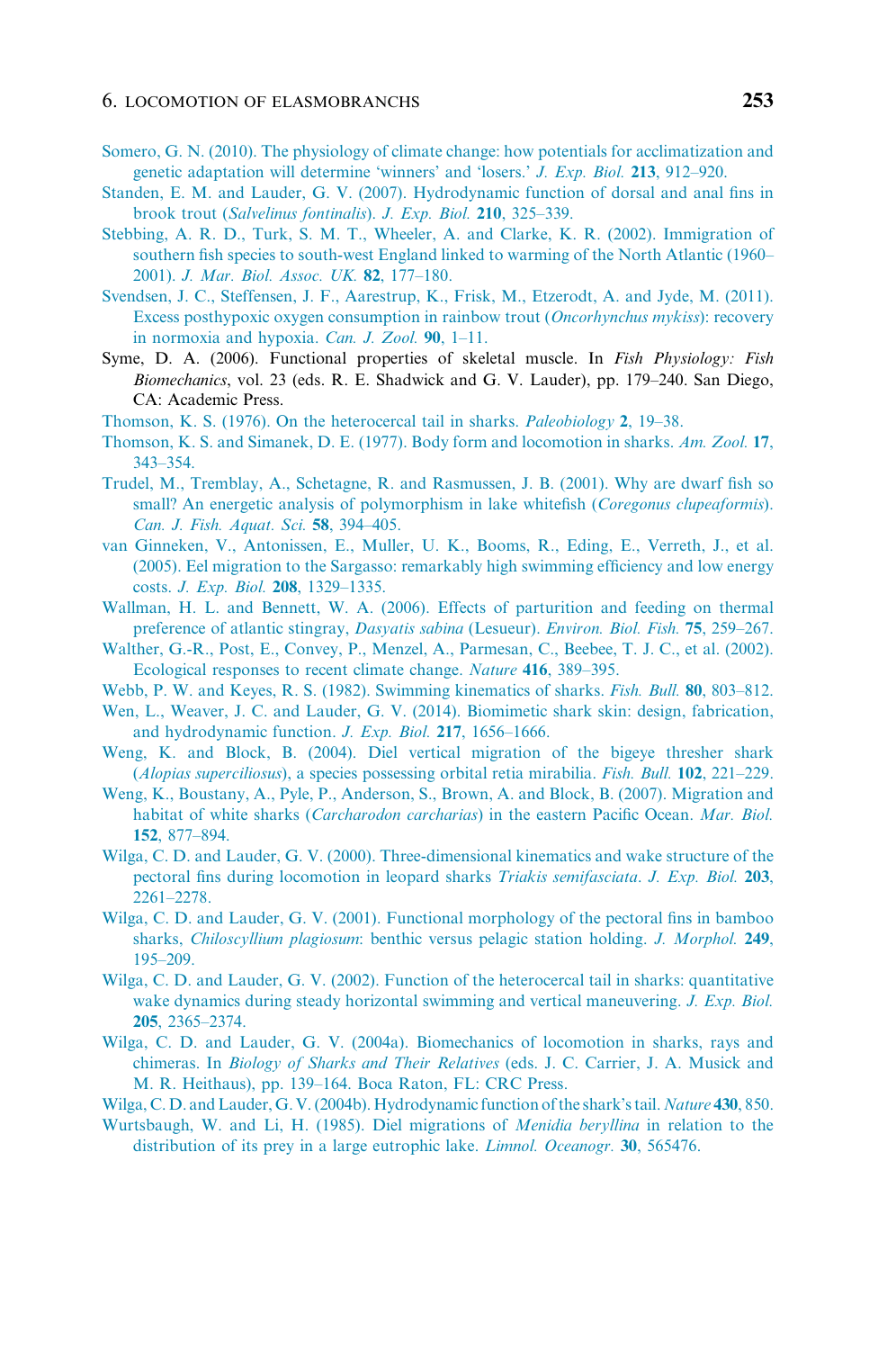Somero, G. N. (2010). The physiology of climate change: how potentials for acclimatization and genetic adaptation will determine 'winners' and 'losers.' *J. Exp. Biol.* **213**, 912–920.

Standen, E. M. and Lauder, G. V. (2007). Hydrodynamic function of dorsal and anal fins in brook trout (*Salvelinus fontinalis*). *J. Exp. Biol.* **210**, 325–339.

Stebbing, A. R. D., Turk, S. M. T., Wheeler, A. and Clarke, K. R. (2002). Immigration of southern fish species to south-west England linked to warming of the North Atlantic (1960–2001). *J. Mar. Biol. Assoc. UK.* **82**, 177–180.

Svendsen, J. C., Steffensen, J. F., Aarestrup, K., Frisk, M., Etzerodt, A. and Jyde, M. (2011). Excess posthypoxic oxygen consumption in rainbow trout (*Oncorhynchus mykiss*): recovery in normoxia and hypoxia. *Can. J. Zool.* **90**, 1–11.

Syme, D. A. (2006). Functional properties of skeletal muscle. In *Fish Physiology: Fish Biomechanics*, vol. 23 (eds. R. E. Shadwick and G. V. Lauder), pp. 179–240. San Diego, CA: Academic Press.

Thomson, K. S. (1976). On the heterocercal tail in sharks. *Paleobiology* **2**, 19–38.

Thomson, K. S. and Simanek, D. E. (1977). Body form and locomotion in sharks. *Am. Zool.* **17**, 343–354.

Trudel, M., Tremblay, A., Schetagne, R. and Rasmussen, J. B. (2001). Why are dwarf fish so small? An energetic analysis of polymorphism in lake whitefish (*Coregonus clupeaformis*). *Can. J. Fish. Aquat. Sci.* **58**, 394–405.

van Ginneken, V., Antonissen, E., Muller, U. K., Booms, R., Eding, E., Verreth, J., et al. (2005). Eel migration to the Sargasso: remarkably high swimming efficiency and low energy costs. *J. Exp. Biol.* **208**, 1329–1335.

Wallman, H. L. and Bennett, W. A. (2006). Effects of parturition and feeding on thermal preference of atlantic stingray, *Dasyatis sabina* (Lesueur). *Environ. Biol. Fish.* **75**, 259–267.

Walther, G.-R., Post, E., Convey, P., Menzel, A., Parmesan, C., Beebee, T. J. C., et al. (2002). Ecological responses to recent climate change. *Nature* **416**, 389–395.

Webb, P. W. and Keyes, R. S. (1982). Swimming kinematics of sharks. *Fish. Bull.* **80**, 803–812.

Wen, L., Weaver, J. C. and Lauder, G. V. (2014). Biomimetic shark skin: design, fabrication, and hydrodynamic function. *J. Exp. Biol.* **217**, 1656–1666.

Weng, K. and Block, B. (2004). Diel vertical migration of the bigeye thresher shark (*Alopias superciliosus*), a species possessing orbital retia mirabilia. *Fish. Bull.* **102**, 221–229.

Weng, K., Boustany, A., Pyle, P., Anderson, S., Brown, A. and Block, B. (2007). Migration and habitat of white sharks (*Carcharodon carcharias*) in the eastern Pacific Ocean. *Mar. Biol.* **152**, 877–894.

Wilga, C. D. and Lauder, G. V. (2000). Three-dimensional kinematics and wake structure of the pectoral fins during locomotion in leopard sharks *Triakis semifasciata*. *J. Exp. Biol.* **203**, 2261–2278.

Wilga, C. D. and Lauder, G. V. (2001). Functional morphology of the pectoral fins in bamboo sharks, *Chiloscyllium plagiosum*: benthic versus pelagic station holding. *J. Morphol.* **249**, 195–209.

Wilga, C. D. and Lauder, G. V. (2002). Function of the heterocercal tail in sharks: quantitative wake dynamics during steady horizontal swimming and vertical maneuvering. *J. Exp. Biol.* **205**, 2365–2374.

Wilga, C. D. and Lauder, G. V. (2004a). Biomechanics of locomotion in sharks, rays and chimeras. In *Biology of Sharks and Their Relatives* (eds. J. C. Carrier, J. A. Musick and M. R. Heithaus), pp. 139–164. Boca Raton, FL: CRC Press.

Wilga, C. D. and Lauder, G. V. (2004b). Hydrodynamic function of the shark's tail. *Nature* **430**, 850.

Wurtsbaugh, W. and Li, H. (1985). Diel migrations of *Menidia beryllina* in relation to the distribution of its prey in a large eutrophic lake. *Limnol. Oceanogr.* **30**, 565476.